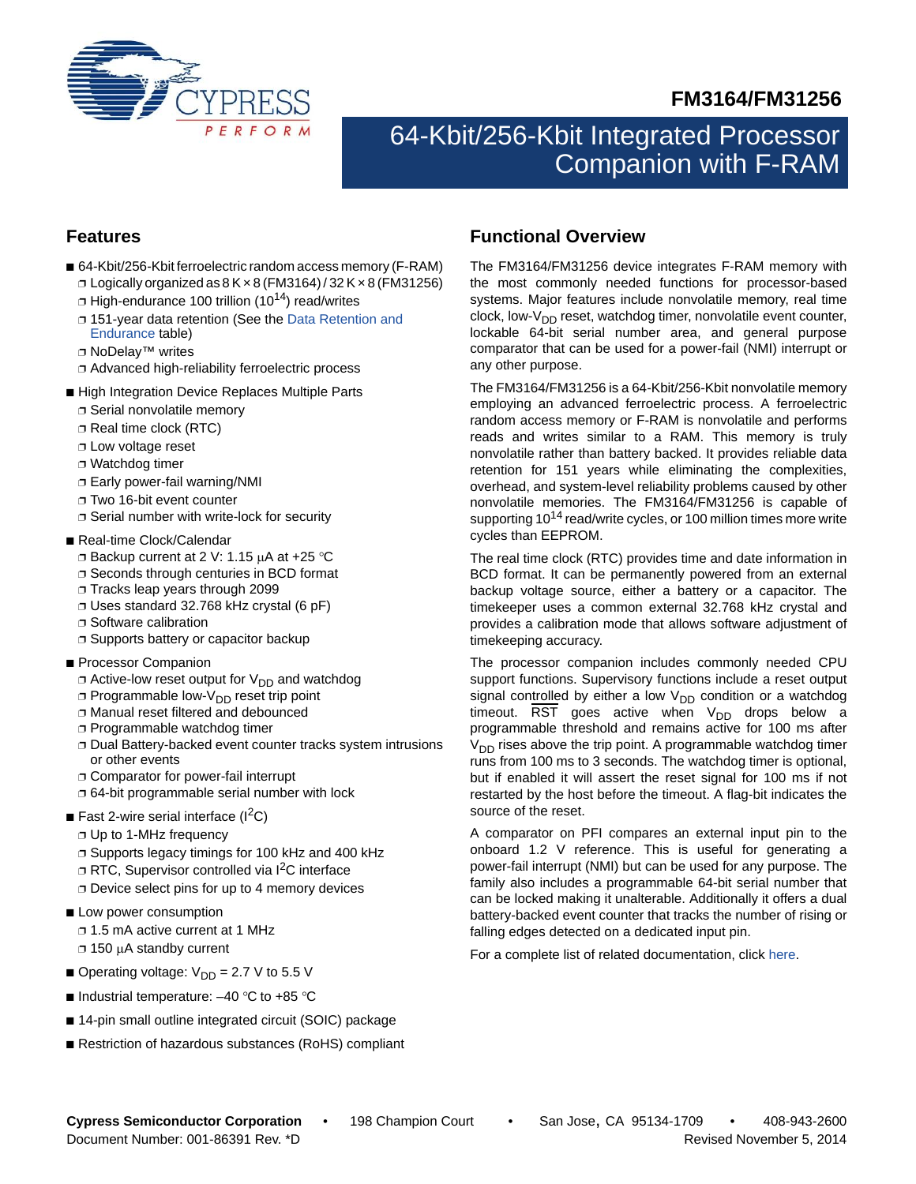# FM3164/FM31256

# 64-Kbit/256-Kbit Integrated Processor Companion with F-RAM

## Features

- 64-Kbit/256-Kbit ferroelectric random access memory (F-RAM)
  - Logically organized as 8 K × 8 (FM3164) / 32 K × 8 (FM31256)
  - High-endurance 100 trillion ($10^{14}$) read/writes
  - 151-year data retention (See the Data Retention and Endurance table)
  - NoDelay™ writes
  - Advanced high-reliability ferroelectric process
- High Integration Device Replaces Multiple Parts
  - Serial nonvolatile memory
  - Real time clock (RTC)
  - Low voltage reset
  - Watchdog timer
  - Early power-fail warning/NMI
  - Two 16-bit event counter
  - Serial number with write-lock for security
- Real-time Clock/Calendar
  - Backup current at 2 V: 1.15 µA at +25 °C
  - Seconds through centuries in BCD format
  - Tracks leap years through 2099
  - Uses standard 32.768 kHz crystal (6 pF)
  - Software calibration
  - Supports battery or capacitor backup
- Processor Companion
  - Active-low reset output for $V_{DD}$ and watchdog
  - Programmable low-$V_{DD}$ reset trip point
  - Manual reset filtered and debounced
  - Programmable watchdog timer
  - Dual Battery-backed event counter tracks system intrusions or other events
  - Comparator for power-fail interrupt
  - 64-bit programmable serial number with lock
- Fast 2-wire serial interface ($I^2C$)
  - Up to 1-MHz frequency
  - Supports legacy timings for 100 kHz and 400 kHz
  - RTC, Supervisor controlled via $I^2C$ interface
  - Device select pins for up to 4 memory devices
- Low power consumption
  - 1.5 mA active current at 1 MHz
  - 150 µA standby current
- Operating voltage: $V_{DD}$ = 2.7 V to 5.5 V
- Industrial temperature: –40 °C to +85 °C
- 14-pin small outline integrated circuit (SOIC) package
- Restriction of hazardous substances (RoHS) compliant

## Functional Overview

The FM3164/FM31256 device integrates F-RAM memory with the most commonly needed functions for processor-based systems. Major features include nonvolatile memory, real time clock, low-$V_{DD}$ reset, watchdog timer, nonvolatile event counter, lockable 64-bit serial number area, and general purpose comparator that can be used for a power-fail (NMI) interrupt or any other purpose.

The FM3164/FM31256 is a 64-Kbit/256-Kbit nonvolatile memory employing an advanced ferroelectric process. A ferroelectric random access memory or F-RAM is nonvolatile and performs reads and writes similar to a RAM. This memory is truly nonvolatile rather than battery backed. It provides reliable data retention for 151 years while eliminating the complexities, overhead, and system-level reliability problems caused by other nonvolatile memories. The FM3164/FM31256 is capable of supporting $10^{14}$ read/write cycles, or 100 million times more write cycles than EEPROM.

The real time clock (RTC) provides time and date information in BCD format. It can be permanently powered from an external backup voltage source, either a battery or a capacitor. The timekeeper uses a common external 32.768 kHz crystal and provides a calibration mode that allows software adjustment of timekeeping accuracy.

The processor companion includes commonly needed CPU support functions. Supervisory functions include a reset output signal controlled by either a low $V_{DD}$ condition or a watchdog timeout. $\overline{RST}$ goes active when $V_{DD}$ drops below a programmable threshold and remains active for 100 ms after $V_{DD}$ rises above the trip point. A programmable watchdog timer runs from 100 ms to 3 seconds. The watchdog timer is optional, but if enabled it will assert the reset signal for 100 ms if not restarted by the host before the timeout. A flag-bit indicates the source of the reset.

A comparator on PFI compares an external input pin to the onboard 1.2 V reference. This is useful for generating a power-fail interrupt (NMI) but can be used for any purpose. The family also includes a programmable 64-bit serial number that can be locked making it unalterable. Additionally it offers a dual battery-backed event counter that tracks the number of rising or falling edges detected on a dedicated input pin.

For a complete list of related documentation, click here.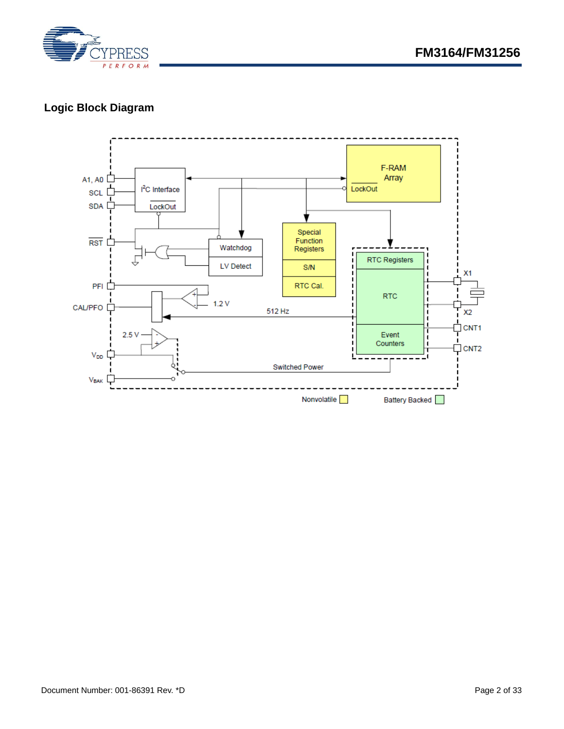## Logic Block Diagram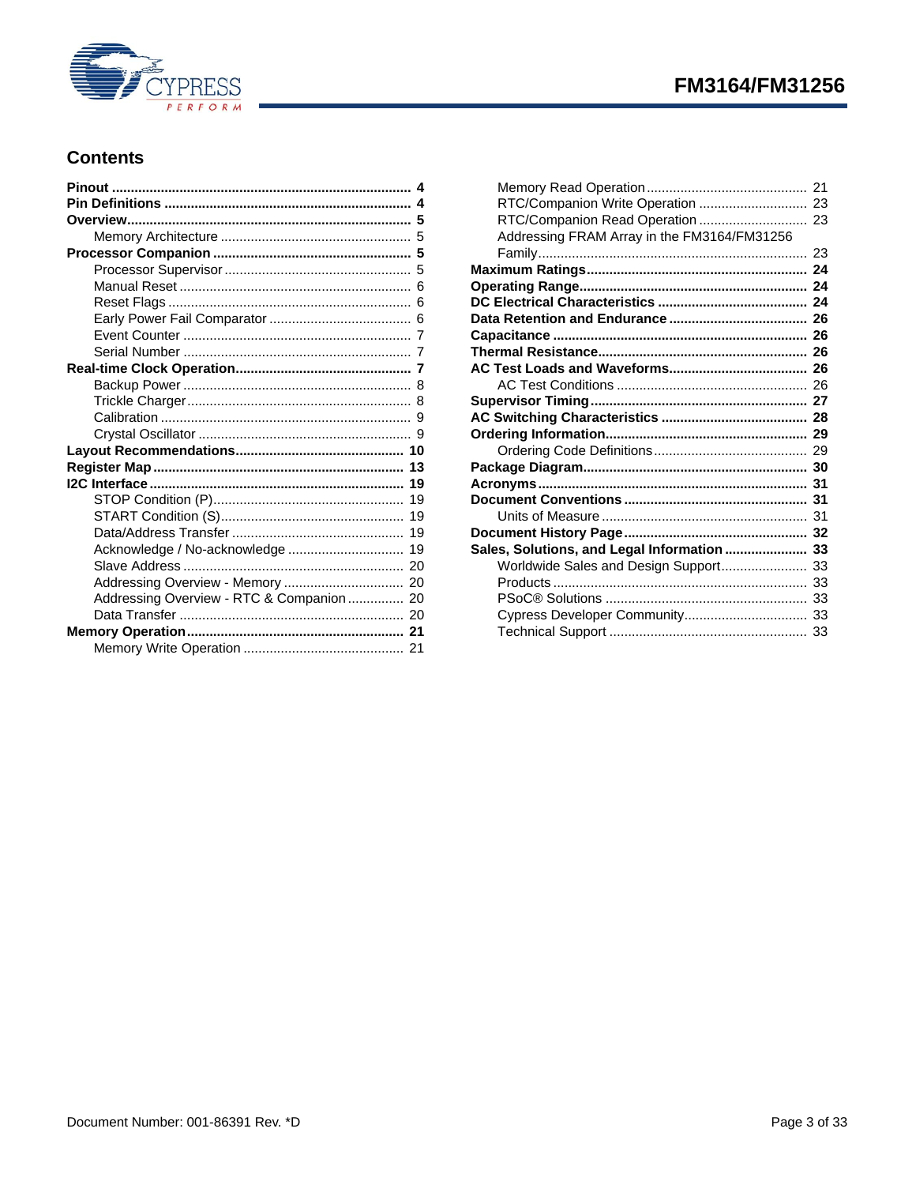## Contents

**Pinout** ............ 4
**Pin Definitions** ............ 4
**Overview** ............ 5
- Memory Architecture ............ 5

**Processor Companion** ............ 5
- Processor Supervisor ............ 5
- Manual Reset ............ 6
- Reset Flags ............ 6
- Early Power Fail Comparator ............ 6
- Event Counter ............ 7
- Serial Number ............ 7

**Real-time Clock Operation** ............ 7
- Backup Power ............ 8
- Trickle Charger ............ 8
- Calibration ............ 9
- Crystal Oscillator ............ 9

**Layout Recommendations** ............ 10
**Register Map** ............ 13
**I2C Interface** ............ 19
- STOP Condition (P) ............ 19
- START Condition (S) ............ 19
- Data/Address Transfer ............ 19
- Acknowledge / No-acknowledge ............ 19
- Slave Address ............ 20
- Addressing Overview - Memory ............ 20
- Addressing Overview - RTC & Companion ............ 20
- Data Transfer ............ 20

**Memory Operation** ............ 21
- Memory Write Operation ............ 21
- Memory Read Operation ............ 21
- RTC/Companion Write Operation ............ 23
- RTC/Companion Read Operation ............ 23
- Addressing FRAM Array in the FM3164/FM31256 Family ............ 23

**Maximum Ratings** ............ 24
**Operating Range** ............ 24
**DC Electrical Characteristics** ............ 24
**Data Retention and Endurance** ............ 26
**Capacitance** ............ 26
**Thermal Resistance** ............ 26
**AC Test Loads and Waveforms** ............ 26
- AC Test Conditions ............ 26

**Supervisor Timing** ............ 27
**AC Switching Characteristics** ............ 28
**Ordering Information** ............ 29
- Ordering Code Definitions ............ 29

**Package Diagram** ............ 30
**Acronyms** ............ 31
**Document Conventions** ............ 31
- Units of Measure ............ 31

**Document History Page** ............ 32
**Sales, Solutions, and Legal Information** ............ 33
- Worldwide Sales and Design Support ............ 33
- Products ............ 33
- PSoC® Solutions ............ 33
- Cypress Developer Community ............ 33
- Technical Support ............ 33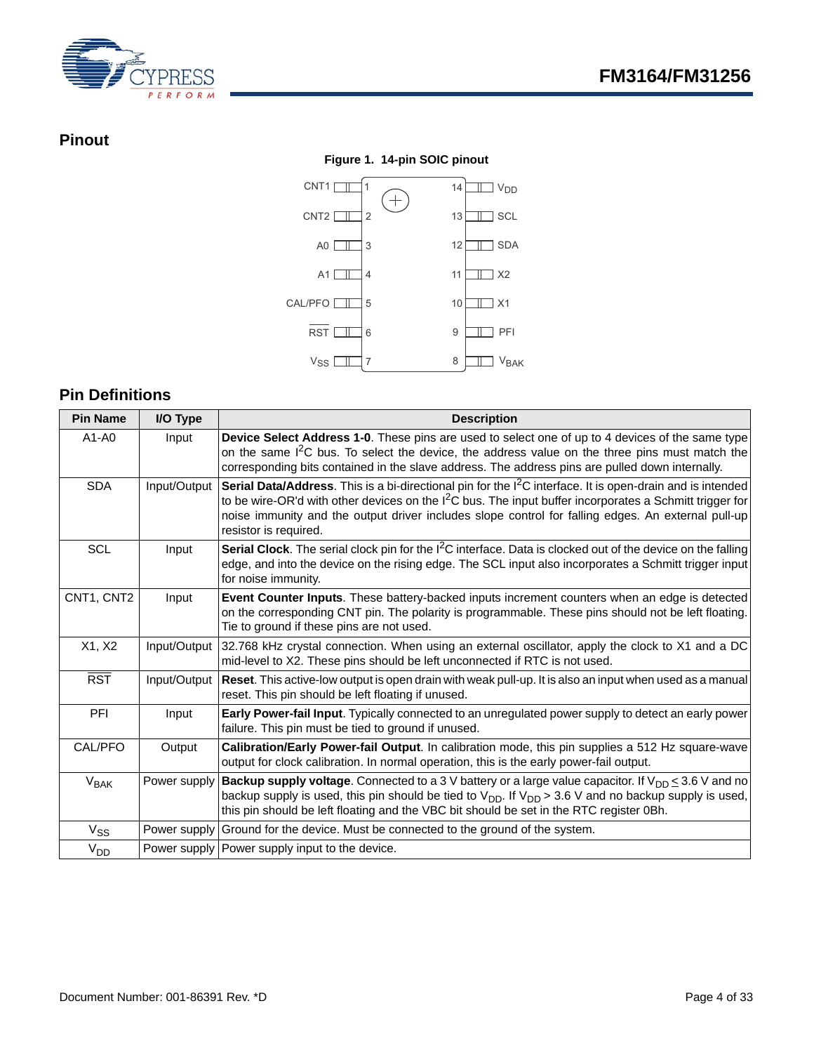## Pinout

**Figure 1. 14-pin SOIC pinout**

| Pin | Name | Pin | Name |
|---|---|---|---|
| 1 | CNT1 | 14 | $V_{DD}$ |
| 2 | CNT2 | 13 | SCL |
| 3 | A0 | 12 | SDA |
| 4 | A1 | 11 | X2 |
| 5 | CAL/PFO | 10 | X1 |
| 6 | $\overline{RST}$ | 9 | PFI |
| 7 | $V_{SS}$ | 8 | $V_{BAK}$ |

## Pin Definitions

| Pin Name | I/O Type | Description |
|---|---|---|
| A1-A0 | Input | **Device Select Address 1-0**. These pins are used to select one of up to 4 devices of the same type on the same $I^2C$ bus. To select the device, the address value on the three pins must match the corresponding bits contained in the slave address. The address pins are pulled down internally. |
| SDA | Input/Output | **Serial Data/Address**. This is a bi-directional pin for the $I^2C$ interface. It is open-drain and is intended to be wire-OR'd with other devices on the $I^2C$ bus. The input buffer incorporates a Schmitt trigger for noise immunity and the output driver includes slope control for falling edges. An external pull-up resistor is required. |
| SCL | Input | **Serial Clock**. The serial clock pin for the $I^2C$ interface. Data is clocked out of the device on the falling edge, and into the device on the rising edge. The SCL input also incorporates a Schmitt trigger input for noise immunity. |
| CNT1, CNT2 | Input | **Event Counter Inputs**. These battery-backed inputs increment counters when an edge is detected on the corresponding CNT pin. The polarity is programmable. These pins should not be left floating. Tie to ground if these pins are not used. |
| X1, X2 | Input/Output | 32.768 kHz crystal connection. When using an external oscillator, apply the clock to X1 and a DC mid-level to X2. These pins should be left unconnected if RTC is not used. |
| $\overline{RST}$ | Input/Output | **Reset**. This active-low output is open drain with weak pull-up. It is also an input when used as a manual reset. This pin should be left floating if unused. |
| PFI | Input | **Early Power-fail Input**. Typically connected to an unregulated power supply to detect an early power failure. This pin must be tied to ground if unused. |
| CAL/PFO | Output | **Calibration/Early Power-fail Output**. In calibration mode, this pin supplies a 512 Hz square-wave output for clock calibration. In normal operation, this is the early power-fail output. |
| $V_{BAK}$ | Power supply | **Backup supply voltage**. Connected to a 3 V battery or a large value capacitor. If $V_{DD} \leq 3.6$ V and no backup supply is used, this pin should be tied to $V_{DD}$. If $V_{DD} > 3.6$ V and no backup supply is used, this pin should be left floating and the VBC bit should be set in the RTC register 0Bh. |
| $V_{SS}$ | Power supply | Ground for the device. Must be connected to the ground of the system. |
| $V_{DD}$ | Power supply | Power supply input to the device. |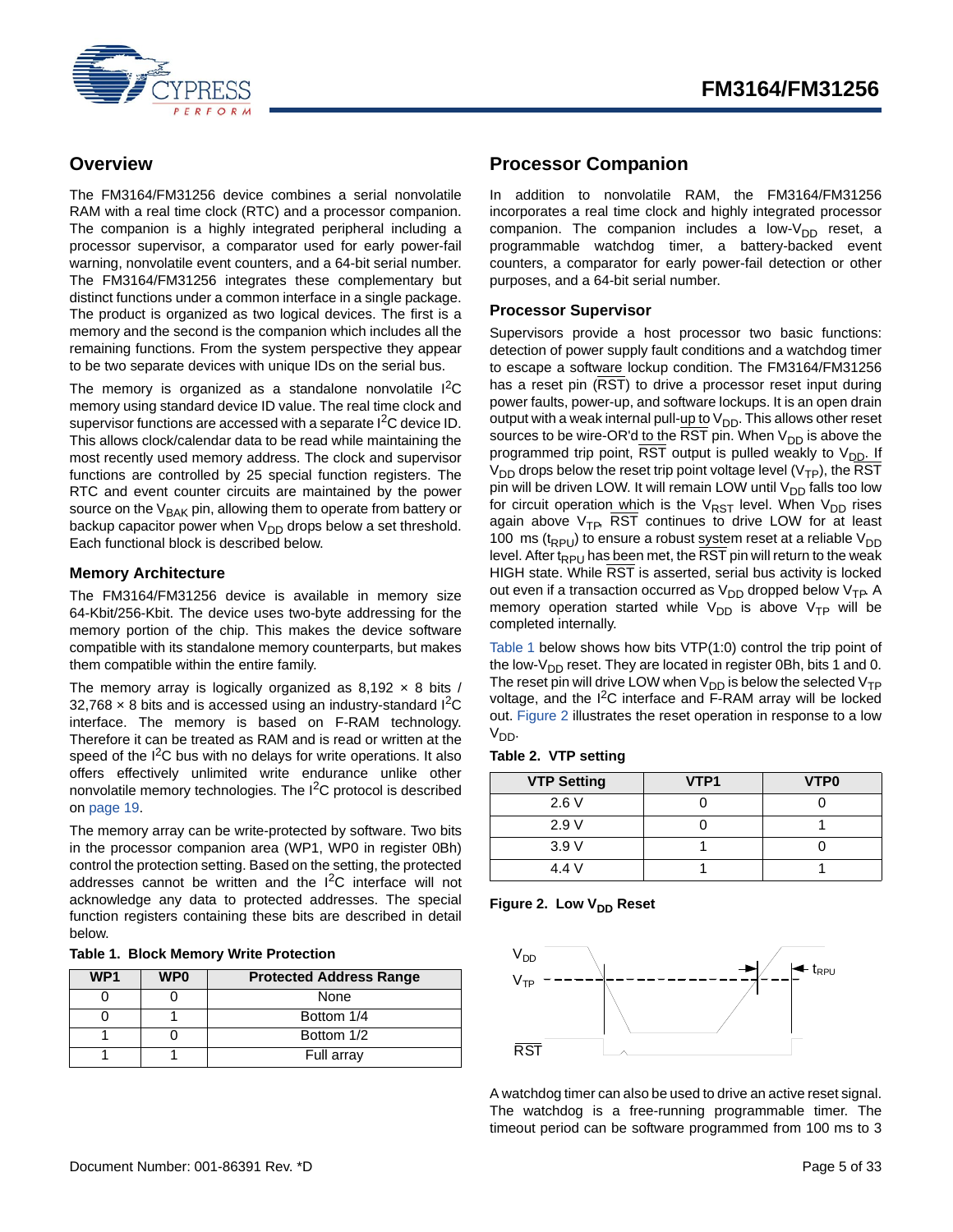## Overview

The FM3164/FM31256 device combines a serial nonvolatile RAM with a real time clock (RTC) and a processor companion. The companion is a highly integrated peripheral including a processor supervisor, a comparator used for early power-fail warning, nonvolatile event counters, and a 64-bit serial number. The FM3164/FM31256 integrates these complementary but distinct functions under a common interface in a single package. The product is organized as two logical devices. The first is a memory and the second is the companion which includes all the remaining functions. From the system perspective they appear to be two separate devices with unique IDs on the serial bus.

The memory is organized as a standalone nonvolatile $I^2C$ memory using standard device ID value. The real time clock and supervisor functions are accessed with a separate $I^2C$ device ID. This allows clock/calendar data to be read while maintaining the most recently used memory address. The clock and supervisor functions are controlled by 25 special function registers. The RTC and event counter circuits are maintained by the power source on the $V_{BAK}$ pin, allowing them to operate from battery or backup capacitor power when $V_{DD}$ drops below a set threshold. Each functional block is described below.

### Memory Architecture

The FM3164/FM31256 device is available in memory size 64-Kbit/256-Kbit. The device uses two-byte addressing for the memory portion of the chip. This makes the device software compatible with its standalone memory counterparts, but makes them compatible within the entire family.

The memory array is logically organized as 8,192 × 8 bits / 32,768 × 8 bits and is accessed using an industry-standard $I^2C$ interface. The memory is based on F-RAM technology. Therefore it can be treated as RAM and is read or written at the speed of the $I^2C$ bus with no delays for write operations. It also offers effectively unlimited write endurance unlike other nonvolatile memory technologies. The $I^2C$ protocol is described on page 19.

The memory array can be write-protected by software. Two bits in the processor companion area (WP1, WP0 in register 0Bh) control the protection setting. Based on the setting, the protected addresses cannot be written and the $I^2C$ interface will not acknowledge any data to protected addresses. The special function registers containing these bits are described in detail below.

**Table 1. Block Memory Write Protection**

| WP1 | WP0 | Protected Address Range |
|---|---|---|
| 0 | 0 | None |
| 0 | 1 | Bottom 1/4 |
| 1 | 0 | Bottom 1/2 |
| 1 | 1 | Full array |

## Processor Companion

In addition to nonvolatile RAM, the FM3164/FM31256 incorporates a real time clock and highly integrated processor companion. The companion includes a low-$V_{DD}$ reset, a programmable watchdog timer, a battery-backed event counters, a comparator for early power-fail detection or other purposes, and a 64-bit serial number.

### Processor Supervisor

Supervisors provide a host processor two basic functions: detection of power supply fault conditions and a watchdog timer to escape a software lockup condition. The FM3164/FM31256 has a reset pin ($\overline{RST}$) to drive a processor reset input during power faults, power-up, and software lockups. It is an open drain output with a weak internal pull-up to $V_{DD}$. This allows other reset sources to be wire-OR'd to the $\overline{RST}$ pin. When $V_{DD}$ is above the programmed trip point, $\overline{RST}$ output is pulled weakly to $V_{DD}$. If $V_{DD}$ drops below the reset trip point voltage level ($V_{TP}$), the $\overline{RST}$ pin will be driven LOW. It will remain LOW until $V_{DD}$ falls too low for circuit operation which is the $V_{RST}$ level. When $V_{DD}$ rises again above $V_{TP}$, $\overline{RST}$ continues to drive LOW for at least 100 ms ($t_{RPU}$) to ensure a robust system reset at a reliable $V_{DD}$ level. After $t_{RPU}$ has been met, the $\overline{RST}$ pin will return to the weak HIGH state. While $\overline{RST}$ is asserted, serial bus activity is locked out even if a transaction occurred as $V_{DD}$ dropped below $V_{TP}$. A memory operation started while $V_{DD}$ is above $V_{TP}$ will be completed internally.

Table 1 below shows how bits VTP(1:0) control the trip point of the low-$V_{DD}$ reset. They are located in register 0Bh, bits 1 and 0. The reset pin will drive LOW when $V_{DD}$ is below the selected $V_{TP}$ voltage, and the $I^2C$ interface and F-RAM array will be locked out. Figure 2 illustrates the reset operation in response to a low $V_{DD}$.

**Table 2. VTP setting**

| VTP Setting | VTP1 | VTP0 |
|---|---|---|
| 2.6 V | 0 | 0 |
| 2.9 V | 0 | 1 |
| 3.9 V | 1 | 0 |
| 4.4 V | 1 | 1 |

**Figure 2. Low $V_{DD}$ Reset**

A watchdog timer can also be used to drive an active reset signal. The watchdog is a free-running programmable timer. The timeout period can be software programmed from 100 ms to 3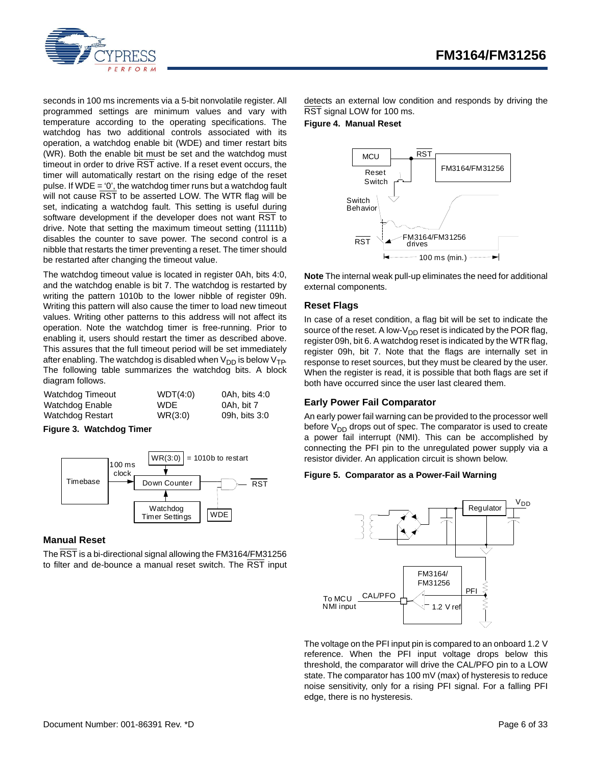seconds in 100 ms increments via a 5-bit nonvolatile register. All programmed settings are minimum values and vary with temperature according to the operating specifications. The watchdog has two additional controls associated with its operation, a watchdog enable bit (WDE) and timer restart bits (WR). Both the enable bit must be set and the watchdog must timeout in order to drive RST active. If a reset event occurs, the timer will automatically restart on the rising edge of the reset pulse. If WDE = '0', the watchdog timer runs but a watchdog fault will not cause RST to be asserted LOW. The WTR flag will be set, indicating a watchdog fault. This setting is useful during software development if the developer does not want RST to drive. Note that setting the maximum timeout setting (11111b) disables the counter to save power. The second control is a nibble that restarts the timer preventing a reset. The timer should be restarted after changing the timeout value.

The watchdog timeout value is located in register 0Ah, bits 4:0, and the watchdog enable is bit 7. The watchdog is restarted by writing the pattern 1010b to the lower nibble of register 09h. Writing this pattern will also cause the timer to load new timeout values. Writing other patterns to this address will not affect its operation. Note the watchdog timer is free-running. Prior to enabling it, users should restart the timer as described above. This assures that the full timeout period will be set immediately after enabling. The watchdog is disabled when $V_{DD}$ is below $V_{TP}$. The following table summarizes the watchdog bits. A block diagram follows.

| | | |
|---|---|---|
| Watchdog Timeout | WDT(4:0) | 0Ah, bits 4:0 |
| Watchdog Enable | WDE | 0Ah, bit 7 |
| Watchdog Restart | WR(3:0) | 09h, bits 3:0 |

**Figure 3. Watchdog Timer**

## Manual Reset

The RST is a bi-directional signal allowing the FM3164/FM31256 to filter and de-bounce a manual reset switch. The RST input detects an external low condition and responds by driving the RST signal LOW for 100 ms.

**Figure 4. Manual Reset**

**Note** The internal weak pull-up eliminates the need for additional external components.

## Reset Flags

In case of a reset condition, a flag bit will be set to indicate the source of the reset. A low-$V_{DD}$ reset is indicated by the POR flag, register 09h, bit 6. A watchdog reset is indicated by the WTR flag, register 09h, bit 7. Note that the flags are internally set in response to reset sources, but they must be cleared by the user. When the register is read, it is possible that both flags are set if both have occurred since the user last cleared them.

## Early Power Fail Comparator

An early power fail warning can be provided to the processor well before $V_{DD}$ drops out of spec. The comparator is used to create a power fail interrupt (NMI). This can be accomplished by connecting the PFI pin to the unregulated power supply via a resistor divider. An application circuit is shown below.

**Figure 5. Comparator as a Power-Fail Warning**

The voltage on the PFI input pin is compared to an onboard 1.2 V reference. When the PFI input voltage drops below this threshold, the comparator will drive the CAL/PFO pin to a LOW state. The comparator has 100 mV (max) of hysteresis to reduce noise sensitivity, only for a rising PFI signal. For a falling PFI edge, there is no hysteresis.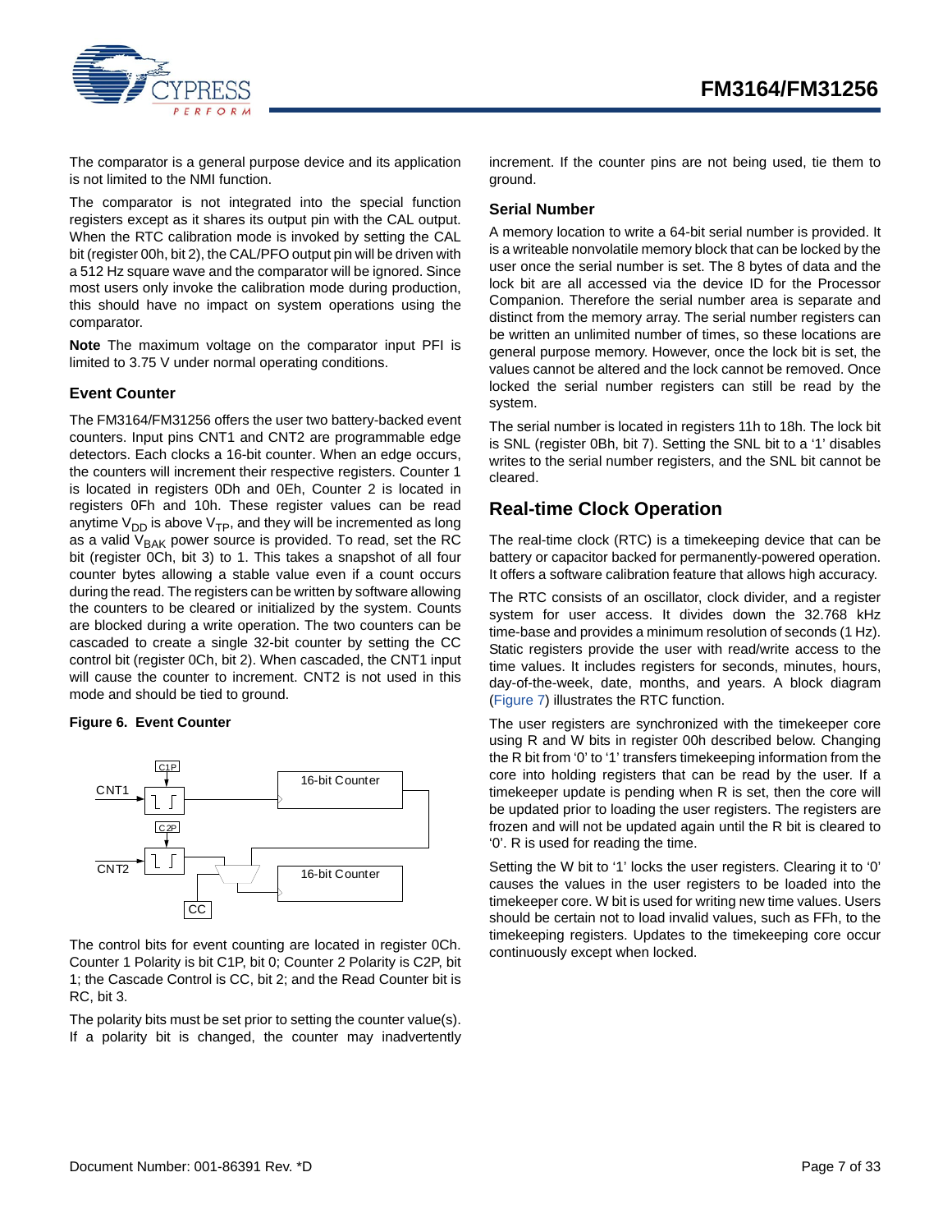The comparator is a general purpose device and its application is not limited to the NMI function.

The comparator is not integrated into the special function registers except as it shares its output pin with the CAL output. When the RTC calibration mode is invoked by setting the CAL bit (register 00h, bit 2), the CAL/PFO output pin will be driven with a 512 Hz square wave and the comparator will be ignored. Since most users only invoke the calibration mode during production, this should have no impact on system operations using the comparator.

**Note** The maximum voltage on the comparator input PFI is limited to 3.75 V under normal operating conditions.

### Event Counter

The FM3164/FM31256 offers the user two battery-backed event counters. Input pins CNT1 and CNT2 are programmable edge detectors. Each clocks a 16-bit counter. When an edge occurs, the counters will increment their respective registers. Counter 1 is located in registers 0Dh and 0Eh, Counter 2 is located in registers 0Fh and 10h. These register values can be read anytime $V_{DD}$ is above $V_{TP}$, and they will be incremented as long as a valid $V_{BAK}$ power source is provided. To read, set the RC bit (register 0Ch, bit 3) to 1. This takes a snapshot of all four counter bytes allowing a stable value even if a count occurs during the read. The registers can be written by software allowing the counters to be cleared or initialized by the system. Counts are blocked during a write operation. The two counters can be cascaded to create a single 32-bit counter by setting the CC control bit (register 0Ch, bit 2). When cascaded, the CNT1 input will cause the counter to increment. CNT2 is not used in this mode and should be tied to ground.

**Figure 6. Event Counter**

The control bits for event counting are located in register 0Ch. Counter 1 Polarity is bit C1P, bit 0; Counter 2 Polarity is C2P, bit 1; the Cascade Control is CC, bit 2; and the Read Counter bit is RC, bit 3.

The polarity bits must be set prior to setting the counter value(s). If a polarity bit is changed, the counter may inadvertently increment. If the counter pins are not being used, tie them to ground.

### Serial Number

A memory location to write a 64-bit serial number is provided. It is a writeable nonvolatile memory block that can be locked by the user once the serial number is set. The 8 bytes of data and the lock bit are all accessed via the device ID for the Processor Companion. Therefore the serial number area is separate and distinct from the memory array. The serial number registers can be written an unlimited number of times, so these locations are general purpose memory. However, once the lock bit is set, the values cannot be altered and the lock cannot be removed. Once locked the serial number registers can still be read by the system.

The serial number is located in registers 11h to 18h. The lock bit is SNL (register 0Bh, bit 7). Setting the SNL bit to a ‘1’ disables writes to the serial number registers, and the SNL bit cannot be cleared.

## Real-time Clock Operation

The real-time clock (RTC) is a timekeeping device that can be battery or capacitor backed for permanently-powered operation. It offers a software calibration feature that allows high accuracy.

The RTC consists of an oscillator, clock divider, and a register system for user access. It divides down the 32.768 kHz time-base and provides a minimum resolution of seconds (1 Hz). Static registers provide the user with read/write access to the time values. It includes registers for seconds, minutes, hours, day-of-the-week, date, months, and years. A block diagram (Figure 7) illustrates the RTC function.

The user registers are synchronized with the timekeeper core using R and W bits in register 00h described below. Changing the R bit from ‘0’ to ‘1’ transfers timekeeping information from the core into holding registers that can be read by the user. If a timekeeper update is pending when R is set, then the core will be updated prior to loading the user registers. The registers are frozen and will not be updated again until the R bit is cleared to ‘0’. R is used for reading the time.

Setting the W bit to ‘1’ locks the user registers. Clearing it to ‘0’ causes the values in the user registers to be loaded into the timekeeper core. W bit is used for writing new time values. Users should be certain not to load invalid values, such as FFh, to the timekeeping registers. Updates to the timekeeping core occur continuously except when locked.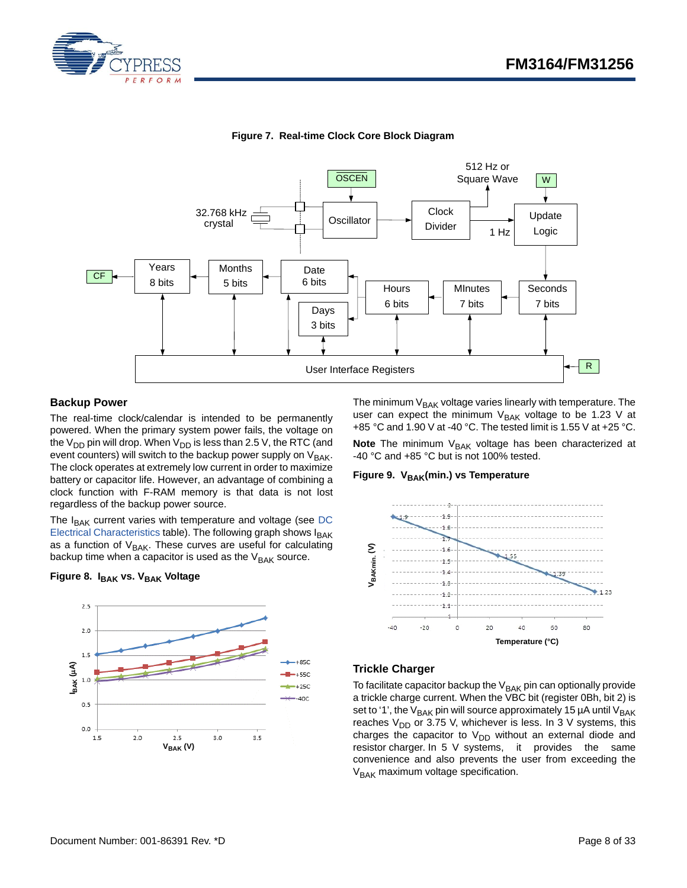**Figure 7. Real-time Clock Core Block Diagram**

## Backup Power

The real-time clock/calendar is intended to be permanently powered. When the primary system power fails, the voltage on the $V_{DD}$ pin will drop. When $V_{DD}$ is less than 2.5 V, the RTC (and event counters) will switch to the backup power supply on $V_{BAK}$. The clock operates at extremely low current in order to maximize battery or capacitor life. However, an advantage of combining a clock function with F-RAM memory is that data is not lost regardless of the backup power source.

The $I_{BAK}$ current varies with temperature and voltage (see DC Electrical Characteristics table). The following graph shows $I_{BAK}$ as a function of $V_{BAK}$. These curves are useful for calculating backup time when a capacitor is used as the $V_{BAK}$ source.

**Figure 8. $I_{BAK}$ vs. $V_{BAK}$ Voltage**

The minimum $V_{BAK}$ voltage varies linearly with temperature. The user can expect the minimum $V_{BAK}$ voltage to be 1.23 V at +85 °C and 1.90 V at -40 °C. The tested limit is 1.55 V at +25 °C.

**Note** The minimum $V_{BAK}$ voltage has been characterized at -40 °C and +85 °C but is not 100% tested.

**Figure 9. $V_{BAK}$(min.) vs Temperature**

## Trickle Charger

To facilitate capacitor backup the $V_{BAK}$ pin can optionally provide a trickle charge current. When the VBC bit (register 0Bh, bit 2) is set to '1', the $V_{BAK}$ pin will source approximately 15 µA until $V_{BAK}$ reaches $V_{DD}$ or 3.75 V, whichever is less. In 3 V systems, this charges the capacitor to $V_{DD}$ without an external diode and resistor charger. In 5 V systems, it provides the same convenience and also prevents the user from exceeding the $V_{BAK}$ maximum voltage specification.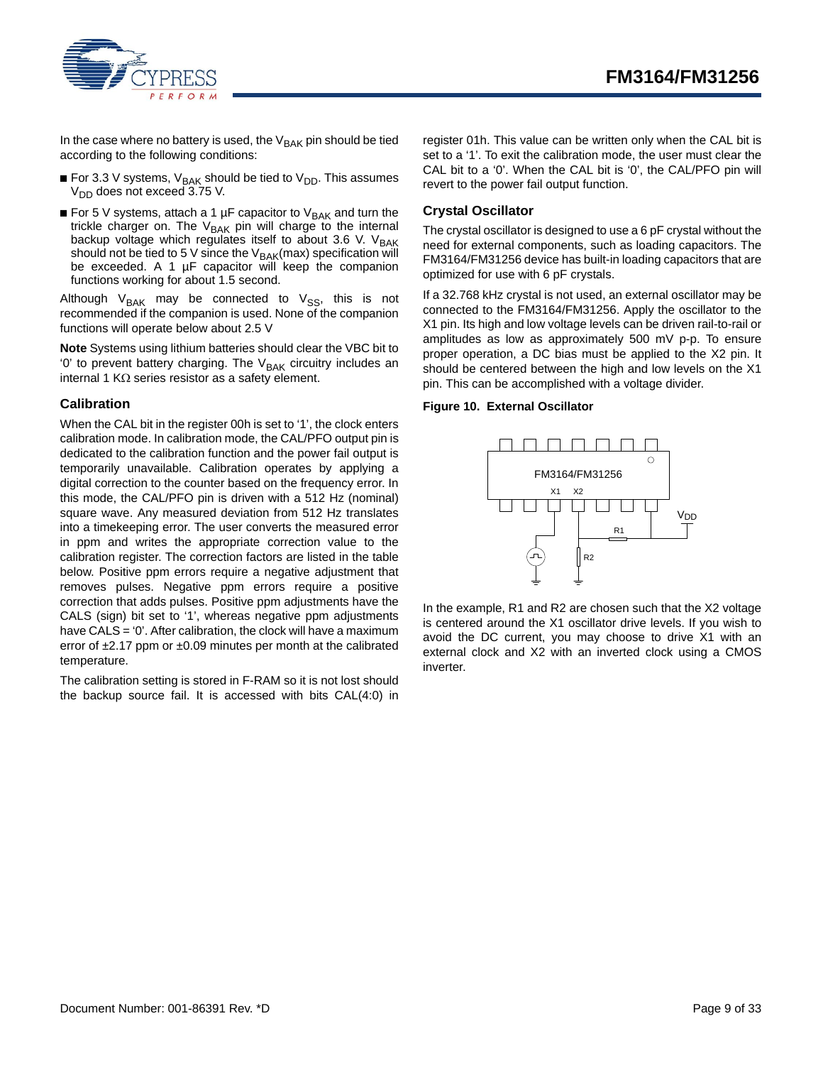In the case where no battery is used, the $V_{BAK}$ pin should be tied according to the following conditions:

- For 3.3 V systems, $V_{BAK}$ should be tied to $V_{DD}$. This assumes $V_{DD}$ does not exceed 3.75 V.
- For 5 V systems, attach a 1 µF capacitor to $V_{BAK}$ and turn the trickle charger on. The $V_{BAK}$ pin will charge to the internal backup voltage which regulates itself to about 3.6 V. $V_{BAK}$ should not be tied to 5 V since the $V_{BAK}$(max) specification will be exceeded. A 1 µF capacitor will keep the companion functions working for about 1.5 second.

Although $V_{BAK}$ may be connected to $V_{SS}$, this is not recommended if the companion is used. None of the companion functions will operate below about 2.5 V

**Note** Systems using lithium batteries should clear the VBC bit to '0' to prevent battery charging. The $V_{BAK}$ circuitry includes an internal 1 KΩ series resistor as a safety element.

## Calibration

When the CAL bit in the register 00h is set to '1', the clock enters calibration mode. In calibration mode, the CAL/PFO output pin is dedicated to the calibration function and the power fail output is temporarily unavailable. Calibration operates by applying a digital correction to the counter based on the frequency error. In this mode, the CAL/PFO pin is driven with a 512 Hz (nominal) square wave. Any measured deviation from 512 Hz translates into a timekeeping error. The user converts the measured error in ppm and writes the appropriate correction value to the calibration register. The correction factors are listed in the table below. Positive ppm errors require a negative adjustment that removes pulses. Negative ppm errors require a positive correction that adds pulses. Positive ppm adjustments have the CALS (sign) bit set to '1', whereas negative ppm adjustments have CALS = '0'. After calibration, the clock will have a maximum error of ±2.17 ppm or ±0.09 minutes per month at the calibrated temperature.

The calibration setting is stored in F-RAM so it is not lost should the backup source fail. It is accessed with bits CAL(4:0) in register 01h. This value can be written only when the CAL bit is set to a '1'. To exit the calibration mode, the user must clear the CAL bit to a '0'. When the CAL bit is '0', the CAL/PFO pin will revert to the power fail output function.

## Crystal Oscillator

The crystal oscillator is designed to use a 6 pF crystal without the need for external components, such as loading capacitors. The FM3164/FM31256 device has built-in loading capacitors that are optimized for use with 6 pF crystals.

If a 32.768 kHz crystal is not used, an external oscillator may be connected to the FM3164/FM31256. Apply the oscillator to the X1 pin. Its high and low voltage levels can be driven rail-to-rail or amplitudes as low as approximately 500 mV p-p. To ensure proper operation, a DC bias must be applied to the X2 pin. It should be centered between the high and low levels on the X1 pin. This can be accomplished with a voltage divider.

**Figure 10. External Oscillator**

In the example, R1 and R2 are chosen such that the X2 voltage is centered around the X1 oscillator drive levels. If you wish to avoid the DC current, you may choose to drive X1 with an external clock and X2 with an inverted clock using a CMOS inverter.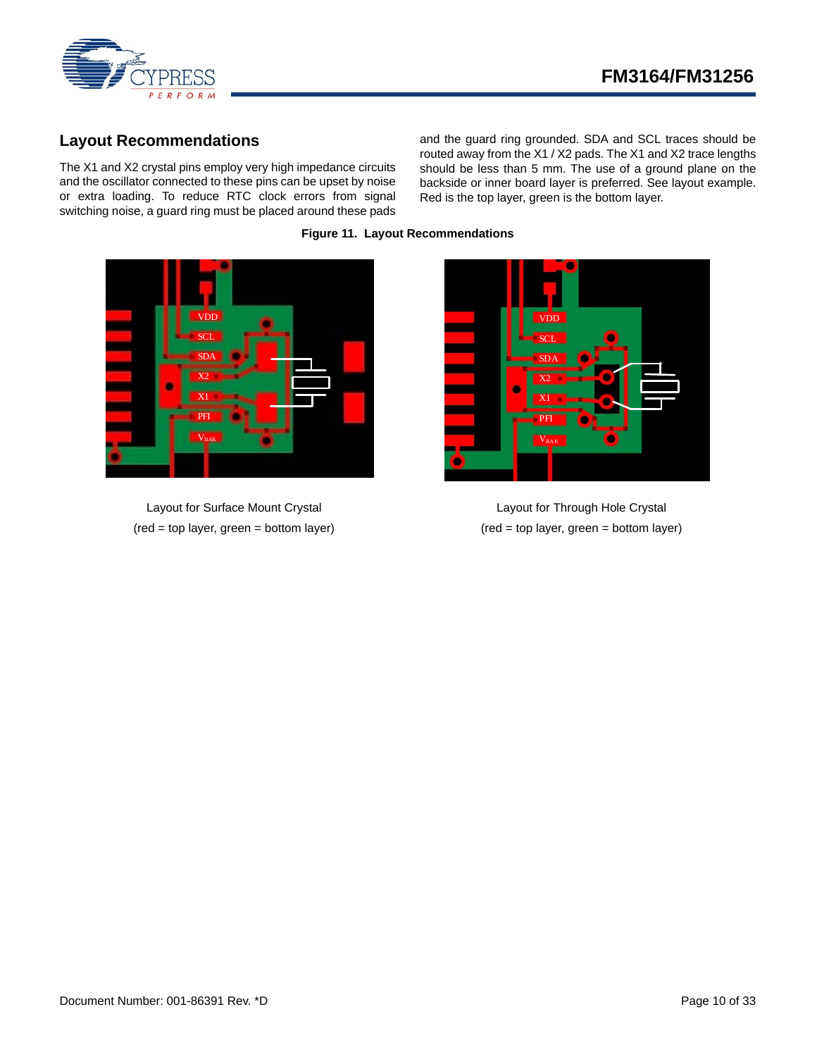## Layout Recommendations

The X1 and X2 crystal pins employ very high impedance circuits and the oscillator connected to these pins can be upset by noise or extra loading. To reduce RTC clock errors from signal switching noise, a guard ring must be placed around these pads and the guard ring grounded. SDA and SCL traces should be routed away from the X1 / X2 pads. The X1 and X2 trace lengths should be less than 5 mm. The use of a ground plane on the backside or inner board layer is preferred. See layout example. Red is the top layer, green is the bottom layer.

**Figure 11. Layout Recommendations**

Layout for Surface Mount Crystal
(red = top layer, green = bottom layer)

Layout for Through Hole Crystal
(red = top layer, green = bottom layer)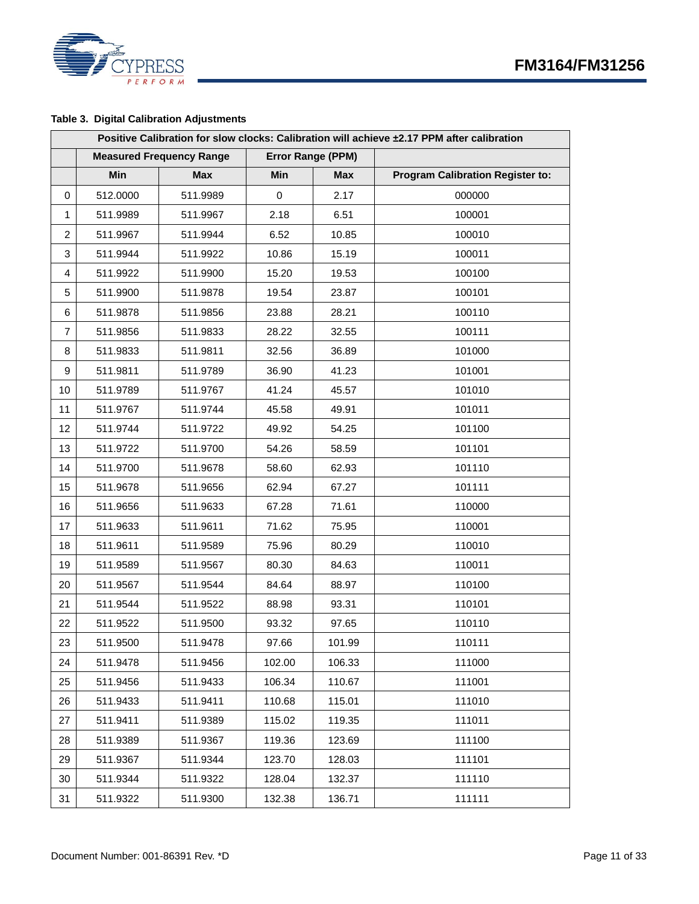**Table 3. Digital Calibration Adjustments**

| Positive Calibration for slow clocks: Calibration will achieve ±2.17 PPM after calibration | | | | | |
|---|---|---|---|---|---|
| | Measured Frequency Range | | Error Range (PPM) | | |
| | Min | Max | Min | Max | Program Calibration Register to: |
| 0 | 512.0000 | 511.9989 | 0 | 2.17 | 000000 |
| 1 | 511.9989 | 511.9967 | 2.18 | 6.51 | 100001 |
| 2 | 511.9967 | 511.9944 | 6.52 | 10.85 | 100010 |
| 3 | 511.9944 | 511.9922 | 10.86 | 15.19 | 100011 |
| 4 | 511.9922 | 511.9900 | 15.20 | 19.53 | 100100 |
| 5 | 511.9900 | 511.9878 | 19.54 | 23.87 | 100101 |
| 6 | 511.9878 | 511.9856 | 23.88 | 28.21 | 100110 |
| 7 | 511.9856 | 511.9833 | 28.22 | 32.55 | 100111 |
| 8 | 511.9833 | 511.9811 | 32.56 | 36.89 | 101000 |
| 9 | 511.9811 | 511.9789 | 36.90 | 41.23 | 101001 |
| 10 | 511.9789 | 511.9767 | 41.24 | 45.57 | 101010 |
| 11 | 511.9767 | 511.9744 | 45.58 | 49.91 | 101011 |
| 12 | 511.9744 | 511.9722 | 49.92 | 54.25 | 101100 |
| 13 | 511.9722 | 511.9700 | 54.26 | 58.59 | 101101 |
| 14 | 511.9700 | 511.9678 | 58.60 | 62.93 | 101110 |
| 15 | 511.9678 | 511.9656 | 62.94 | 67.27 | 101111 |
| 16 | 511.9656 | 511.9633 | 67.28 | 71.61 | 110000 |
| 17 | 511.9633 | 511.9611 | 71.62 | 75.95 | 110001 |
| 18 | 511.9611 | 511.9589 | 75.96 | 80.29 | 110010 |
| 19 | 511.9589 | 511.9567 | 80.30 | 84.63 | 110011 |
| 20 | 511.9567 | 511.9544 | 84.64 | 88.97 | 110100 |
| 21 | 511.9544 | 511.9522 | 88.98 | 93.31 | 110101 |
| 22 | 511.9522 | 511.9500 | 93.32 | 97.65 | 110110 |
| 23 | 511.9500 | 511.9478 | 97.66 | 101.99 | 110111 |
| 24 | 511.9478 | 511.9456 | 102.00 | 106.33 | 111000 |
| 25 | 511.9456 | 511.9433 | 106.34 | 110.67 | 111001 |
| 26 | 511.9433 | 511.9411 | 110.68 | 115.01 | 111010 |
| 27 | 511.9411 | 511.9389 | 115.02 | 119.35 | 111011 |
| 28 | 511.9389 | 511.9367 | 119.36 | 123.69 | 111100 |
| 29 | 511.9367 | 511.9344 | 123.70 | 128.03 | 111101 |
| 30 | 511.9344 | 511.9322 | 128.04 | 132.37 | 111110 |
| 31 | 511.9322 | 511.9300 | 132.38 | 136.71 | 111111 |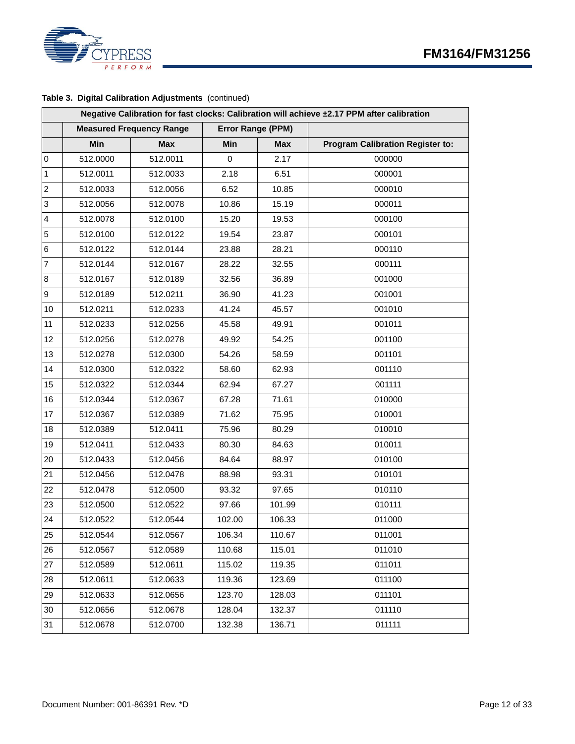**Table 3. Digital Calibration Adjustments** (continued)

| Negative Calibration for fast clocks: Calibration will achieve ±2.17 PPM after calibration | | | | | |
|---|---|---|---|---|---|
| | Measured Frequency Range | | Error Range (PPM) | | |
| | Min | Max | Min | Max | Program Calibration Register to: |
| 0 | 512.0000 | 512.0011 | 0 | 2.17 | 000000 |
| 1 | 512.0011 | 512.0033 | 2.18 | 6.51 | 000001 |
| 2 | 512.0033 | 512.0056 | 6.52 | 10.85 | 000010 |
| 3 | 512.0056 | 512.0078 | 10.86 | 15.19 | 000011 |
| 4 | 512.0078 | 512.0100 | 15.20 | 19.53 | 000100 |
| 5 | 512.0100 | 512.0122 | 19.54 | 23.87 | 000101 |
| 6 | 512.0122 | 512.0144 | 23.88 | 28.21 | 000110 |
| 7 | 512.0144 | 512.0167 | 28.22 | 32.55 | 000111 |
| 8 | 512.0167 | 512.0189 | 32.56 | 36.89 | 001000 |
| 9 | 512.0189 | 512.0211 | 36.90 | 41.23 | 001001 |
| 10 | 512.0211 | 512.0233 | 41.24 | 45.57 | 001010 |
| 11 | 512.0233 | 512.0256 | 45.58 | 49.91 | 001011 |
| 12 | 512.0256 | 512.0278 | 49.92 | 54.25 | 001100 |
| 13 | 512.0278 | 512.0300 | 54.26 | 58.59 | 001101 |
| 14 | 512.0300 | 512.0322 | 58.60 | 62.93 | 001110 |
| 15 | 512.0322 | 512.0344 | 62.94 | 67.27 | 001111 |
| 16 | 512.0344 | 512.0367 | 67.28 | 71.61 | 010000 |
| 17 | 512.0367 | 512.0389 | 71.62 | 75.95 | 010001 |
| 18 | 512.0389 | 512.0411 | 75.96 | 80.29 | 010010 |
| 19 | 512.0411 | 512.0433 | 80.30 | 84.63 | 010011 |
| 20 | 512.0433 | 512.0456 | 84.64 | 88.97 | 010100 |
| 21 | 512.0456 | 512.0478 | 88.98 | 93.31 | 010101 |
| 22 | 512.0478 | 512.0500 | 93.32 | 97.65 | 010110 |
| 23 | 512.0500 | 512.0522 | 97.66 | 101.99 | 010111 |
| 24 | 512.0522 | 512.0544 | 102.00 | 106.33 | 011000 |
| 25 | 512.0544 | 512.0567 | 106.34 | 110.67 | 011001 |
| 26 | 512.0567 | 512.0589 | 110.68 | 115.01 | 011010 |
| 27 | 512.0589 | 512.0611 | 115.02 | 119.35 | 011011 |
| 28 | 512.0611 | 512.0633 | 119.36 | 123.69 | 011100 |
| 29 | 512.0633 | 512.0656 | 123.70 | 128.03 | 011101 |
| 30 | 512.0656 | 512.0678 | 128.04 | 132.37 | 011110 |
| 31 | 512.0678 | 512.0700 | 132.38 | 136.71 | 011111 |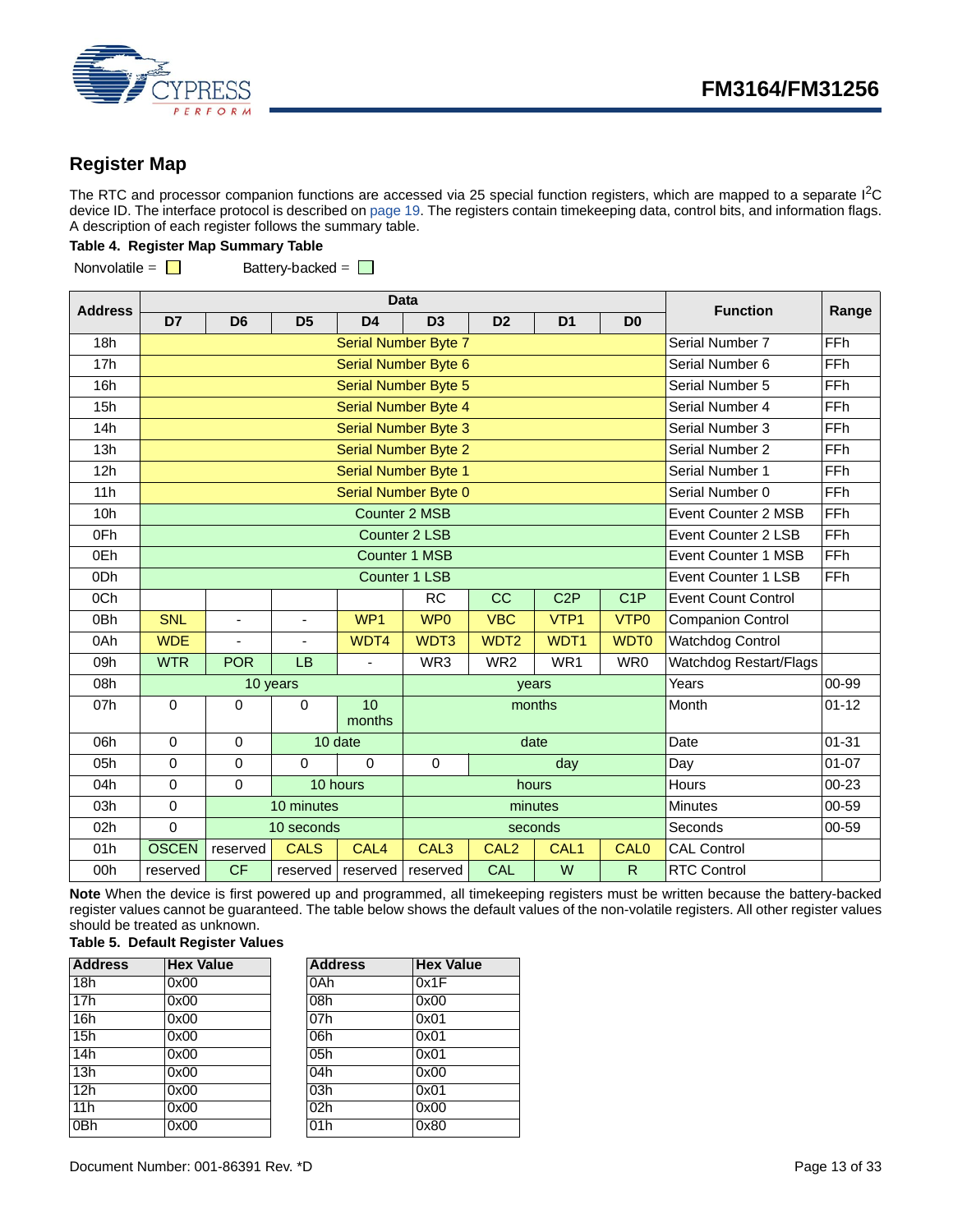## Register Map

The RTC and processor companion functions are accessed via 25 special function registers, which are mapped to a separate I$^2$C device ID. The interface protocol is described on page 19. The registers contain timekeeping data, control bits, and information flags. A description of each register follows the summary table.

**Table 4. Register Map Summary Table**

Nonvolatile = ☐ Battery-backed = ☐

| Address | Data | | | | | | | | Function | Range |
|---|---|---|---|---|---|---|---|---|---|---|
| | D7 | D6 | D5 | D4 | D3 | D2 | D1 | D0 | | |
| 18h | Serial Number Byte 7 | | | | | | | | Serial Number 7 | FFh |
| 17h | Serial Number Byte 6 | | | | | | | | Serial Number 6 | FFh |
| 16h | Serial Number Byte 5 | | | | | | | | Serial Number 5 | FFh |
| 15h | Serial Number Byte 4 | | | | | | | | Serial Number 4 | FFh |
| 14h | Serial Number Byte 3 | | | | | | | | Serial Number 3 | FFh |
| 13h | Serial Number Byte 2 | | | | | | | | Serial Number 2 | FFh |
| 12h | Serial Number Byte 1 | | | | | | | | Serial Number 1 | FFh |
| 11h | Serial Number Byte 0 | | | | | | | | Serial Number 0 | FFh |
| 10h | Counter 2 MSB | | | | | | | | Event Counter 2 MSB | FFh |
| 0Fh | Counter 2 LSB | | | | | | | | Event Counter 2 LSB | FFh |
| 0Eh | Counter 1 MSB | | | | | | | | Event Counter 1 MSB | FFh |
| 0Dh | Counter 1 LSB | | | | | | | | Event Counter 1 LSB | FFh |
| 0Ch | | | | | RC | CC | C2P | C1P | Event Count Control | |
| 0Bh | SNL | - | - | WP1 | WP0 | VBC | VTP1 | VTP0 | Companion Control | |
| 0Ah | WDE | - | - | WDT4 | WDT3 | WDT2 | WDT1 | WDT0 | Watchdog Control | |
| 09h | WTR | POR | LB | - | WR3 | WR2 | WR1 | WR0 | Watchdog Restart/Flags | |
| 08h | 10 years | | | | years | | | | Years | 00-99 |
| 07h | 0 | 0 | 0 | 10 months | months | | | | Month | 01-12 |
| 06h | 0 | 0 | 10 date | | date | | | | Date | 01-31 |
| 05h | 0 | 0 | 0 | 0 | 0 | day | | | Day | 01-07 |
| 04h | 0 | 0 | 10 hours | | hours | | | | Hours | 00-23 |
| 03h | 0 | 10 minutes | | | minutes | | | | Minutes | 00-59 |
| 02h | 0 | 10 seconds | | | seconds | | | | Seconds | 00-59 |
| 01h | OSCEN | reserved | CALS | CAL4 | CAL3 | CAL2 | CAL1 | CAL0 | CAL Control | |
| 00h | reserved | CF | reserved | reserved | reserved | CAL | W | R | RTC Control | |

**Note** When the device is first powered up and programmed, all timekeeping registers must be written because the battery-backed register values cannot be guaranteed. The table below shows the default values of the non-volatile registers. All other register values should be treated as unknown.

**Table 5. Default Register Values**

| Address | Hex Value |
|---|---|
| 18h | 0x00 |
| 17h | 0x00 |
| 16h | 0x00 |
| 15h | 0x00 |
| 14h | 0x00 |
| 13h | 0x00 |
| 12h | 0x00 |
| 11h | 0x00 |
| 0Bh | 0x00 |

| Address | Hex Value |
|---|---|
| 0Ah | 0x1F |
| 08h | 0x00 |
| 07h | 0x01 |
| 06h | 0x01 |
| 05h | 0x01 |
| 04h | 0x00 |
| 03h | 0x01 |
| 02h | 0x00 |
| 01h | 0x80 |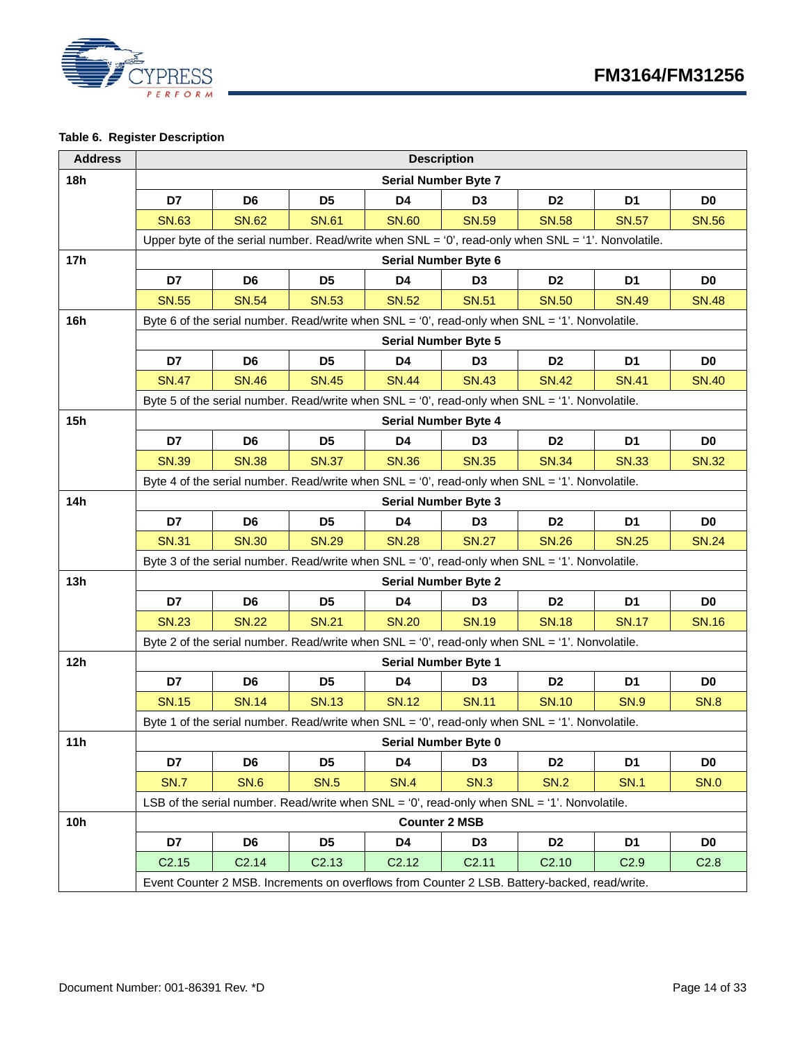**Table 6. Register Description**

| Address | Description | | | | | | | |
|---|---|---|---|---|---|---|---|---|
| 18h | Serial Number Byte 7 | | | | | | | |
| | D7 | D6 | D5 | D4 | D3 | D2 | D1 | D0 |
| | SN.63 | SN.62 | SN.61 | SN.60 | SN.59 | SN.58 | SN.57 | SN.56 |
| | Upper byte of the serial number. Read/write when SNL = ‘0’, read-only when SNL = ‘1’. Nonvolatile. | | | | | | | |
| 17h | Serial Number Byte 6 | | | | | | | |
| | D7 | D6 | D5 | D4 | D3 | D2 | D1 | D0 |
| | SN.55 | SN.54 | SN.53 | SN.52 | SN.51 | SN.50 | SN.49 | SN.48 |
| 16h | Byte 6 of the serial number. Read/write when SNL = ‘0’, read-only when SNL = ‘1’. Nonvolatile. | | | | | | | |
| | Serial Number Byte 5 | | | | | | | |
| | D7 | D6 | D5 | D4 | D3 | D2 | D1 | D0 |
| | SN.47 | SN.46 | SN.45 | SN.44 | SN.43 | SN.42 | SN.41 | SN.40 |
| | Byte 5 of the serial number. Read/write when SNL = ‘0’, read-only when SNL = ‘1’. Nonvolatile. | | | | | | | |
| 15h | Serial Number Byte 4 | | | | | | | |
| | D7 | D6 | D5 | D4 | D3 | D2 | D1 | D0 |
| | SN.39 | SN.38 | SN.37 | SN.36 | SN.35 | SN.34 | SN.33 | SN.32 |
| | Byte 4 of the serial number. Read/write when SNL = ‘0’, read-only when SNL = ‘1’. Nonvolatile. | | | | | | | |
| 14h | Serial Number Byte 3 | | | | | | | |
| | D7 | D6 | D5 | D4 | D3 | D2 | D1 | D0 |
| | SN.31 | SN.30 | SN.29 | SN.28 | SN.27 | SN.26 | SN.25 | SN.24 |
| | Byte 3 of the serial number. Read/write when SNL = ‘0’, read-only when SNL = ‘1’. Nonvolatile. | | | | | | | |
| 13h | Serial Number Byte 2 | | | | | | | |
| | D7 | D6 | D5 | D4 | D3 | D2 | D1 | D0 |
| | SN.23 | SN.22 | SN.21 | SN.20 | SN.19 | SN.18 | SN.17 | SN.16 |
| | Byte 2 of the serial number. Read/write when SNL = ‘0’, read-only when SNL = ‘1’. Nonvolatile. | | | | | | | |
| 12h | Serial Number Byte 1 | | | | | | | |
| | D7 | D6 | D5 | D4 | D3 | D2 | D1 | D0 |
| | SN.15 | SN.14 | SN.13 | SN.12 | SN.11 | SN.10 | SN.9 | SN.8 |
| | Byte 1 of the serial number. Read/write when SNL = ‘0’, read-only when SNL = ‘1’. Nonvolatile. | | | | | | | |
| 11h | Serial Number Byte 0 | | | | | | | |
| | D7 | D6 | D5 | D4 | D3 | D2 | D1 | D0 |
| | SN.7 | SN.6 | SN.5 | SN.4 | SN.3 | SN.2 | SN.1 | SN.0 |
| | LSB of the serial number. Read/write when SNL = ‘0’, read-only when SNL = ‘1’. Nonvolatile. | | | | | | | |
| 10h | Counter 2 MSB | | | | | | | |
| | D7 | D6 | D5 | D4 | D3 | D2 | D1 | D0 |
| | C2.15 | C2.14 | C2.13 | C2.12 | C2.11 | C2.10 | C2.9 | C2.8 |
| | Event Counter 2 MSB. Increments on overflows from Counter 2 LSB. Battery-backed, read/write. | | | | | | | |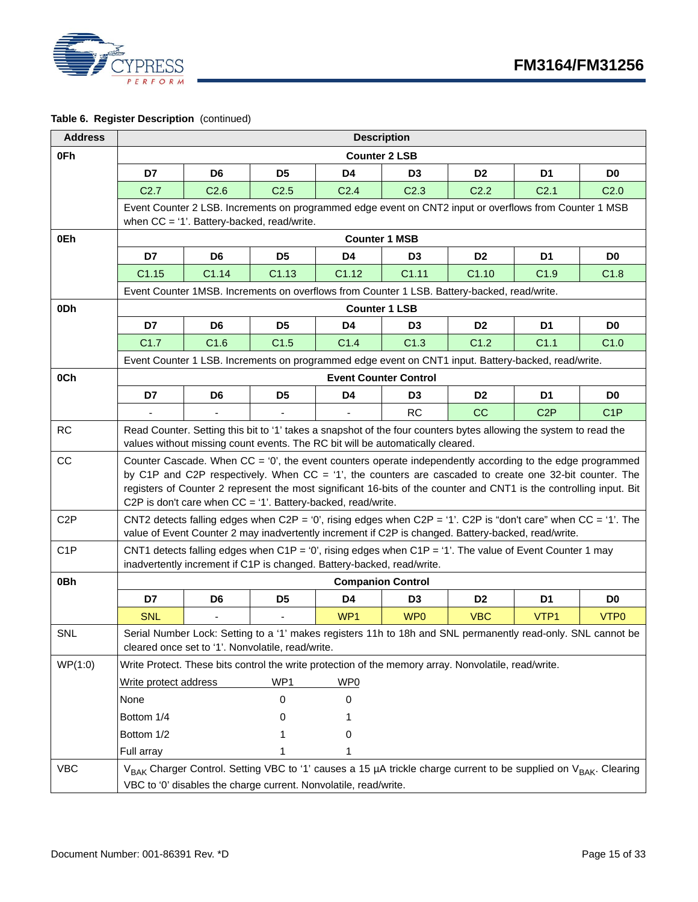**Table 6. Register Description** (continued)

| Address | Description | | | | | | | |
|---|---|---|---|---|---|---|---|---|
| 0Fh | **Counter 2 LSB** | | | | | | | |
| | **D7** | **D6** | **D5** | **D4** | **D3** | **D2** | **D1** | **D0** |
| | C2.7 | C2.6 | C2.5 | C2.4 | C2.3 | C2.2 | C2.1 | C2.0 |
| | Event Counter 2 LSB. Increments on programmed edge event on CNT2 input or overflows from Counter 1 MSB when CC = ‘1’. Battery-backed, read/write. | | | | | | | |
| 0Eh | **Counter 1 MSB** | | | | | | | |
| | **D7** | **D6** | **D5** | **D4** | **D3** | **D2** | **D1** | **D0** |
| | C1.15 | C1.14 | C1.13 | C1.12 | C1.11 | C1.10 | C1.9 | C1.8 |
| | Event Counter 1MSB. Increments on overflows from Counter 1 LSB. Battery-backed, read/write. | | | | | | | |
| 0Dh | **Counter 1 LSB** | | | | | | | |
| | **D7** | **D6** | **D5** | **D4** | **D3** | **D2** | **D1** | **D0** |
| | C1.7 | C1.6 | C1.5 | C1.4 | C1.3 | C1.2 | C1.1 | C1.0 |
| | Event Counter 1 LSB. Increments on programmed edge event on CNT1 input. Battery-backed, read/write. | | | | | | | |
| 0Ch | **Event Counter Control** | | | | | | | |
| | **D7** | **D6** | **D5** | **D4** | **D3** | **D2** | **D1** | **D0** |
| | - | - | - | - | RC | CC | C2P | C1P |
| RC | Read Counter. Setting this bit to ‘1’ takes a snapshot of the four counters bytes allowing the system to read the values without missing count events. The RC bit will be automatically cleared. | | | | | | | |
| CC | Counter Cascade. When CC = ‘0’, the event counters operate independently according to the edge programmed by C1P and C2P respectively. When CC = ‘1’, the counters are cascaded to create one 32-bit counter. The registers of Counter 2 represent the most significant 16-bits of the counter and CNT1 is the controlling input. Bit C2P is don't care when CC = ‘1’. Battery-backed, read/write. | | | | | | | |
| C2P | CNT2 detects falling edges when C2P = ‘0’, rising edges when C2P = ‘1’. C2P is “don't care” when CC = ‘1’. The value of Event Counter 2 may inadvertently increment if C2P is changed. Battery-backed, read/write. | | | | | | | |
| C1P | CNT1 detects falling edges when C1P = ‘0’, rising edges when C1P = ‘1’. The value of Event Counter 1 may inadvertently increment if C1P is changed. Battery-backed, read/write. | | | | | | | |
| 0Bh | **Companion Control** | | | | | | | |
| | **D7** | **D6** | **D5** | **D4** | **D3** | **D2** | **D1** | **D0** |
| | SNL | - | - | WP1 | WP0 | VBC | VTP1 | VTP0 |
| SNL | Serial Number Lock: Setting to a ‘1’ makes registers 11h to 18h and SNL permanently read-only. SNL cannot be cleared once set to ‘1’. Nonvolatile, read/write. | | | | | | | |
| WP(1:0) | Write Protect. These bits control the write protection of the memory array. Nonvolatile, read/write. | | | | | | | |
| | Write protect address | | WP1 | WP0 | | | | |
| | None | | 0 | 0 | | | | |
| | Bottom 1/4 | | 0 | 1 | | | | |
| | Bottom 1/2 | | 1 | 0 | | | | |
| | Full array | | 1 | 1 | | | | |
| VBC | $V_{BAK}$ Charger Control. Setting VBC to ‘1’ causes a 15 µA trickle charge current to be supplied on $V_{BAK}$. Clearing VBC to ‘0’ disables the charge current. Nonvolatile, read/write. | | | | | | | |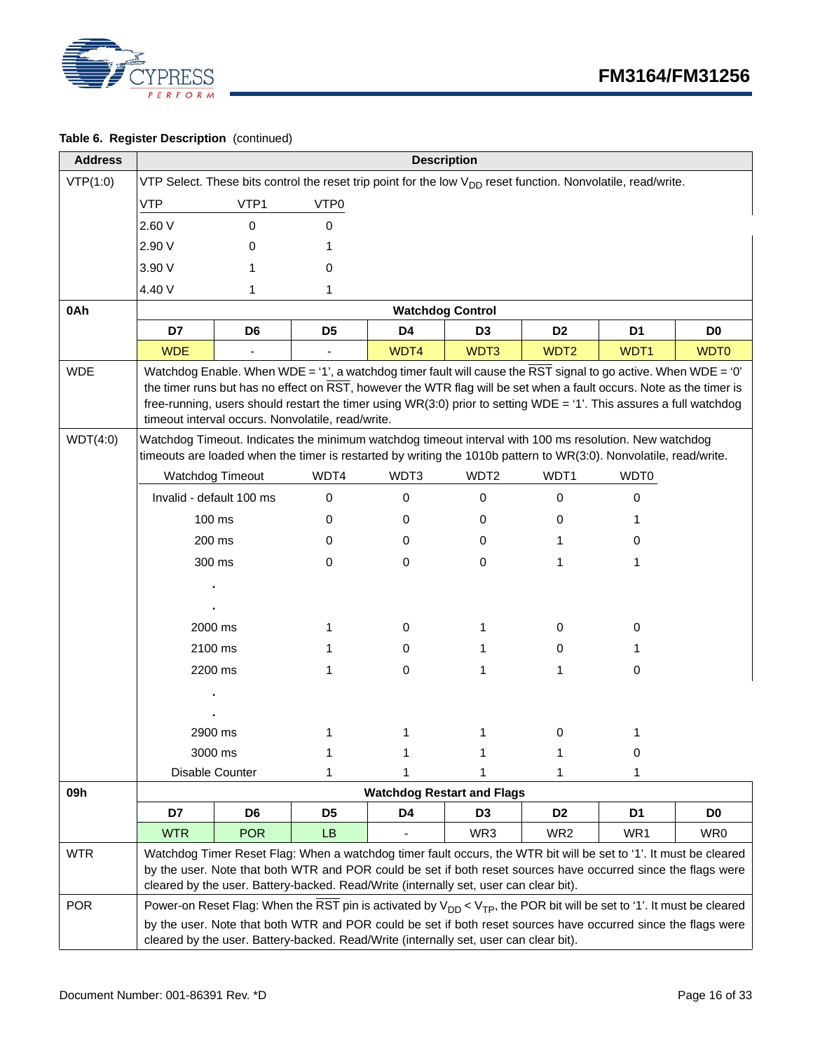**Table 6. Register Description** (continued)

| Address | Description | | | | | | | |
|---|---|---|---|---|---|---|---|---|
| VTP(1:0) | VTP Select. These bits control the reset trip point for the low $V_{DD}$ reset function. Nonvolatile, read/write. | | | | | | | |
| | VTP | VTP1 | VTP0 | | | | | |
| | 2.60 V | 0 | 0 | | | | | |
| | 2.90 V | 0 | 1 | | | | | |
| | 3.90 V | 1 | 0 | | | | | |
| | 4.40 V | 1 | 1 | | | | | |
| **0Ah** | **Watchdog Control** | | | | | | | |
| | **D7** | **D6** | **D5** | **D4** | **D3** | **D2** | **D1** | **D0** |
| | WDE | - | - | WDT4 | WDT3 | WDT2 | WDT1 | WDT0 |
| WDE | Watchdog Enable. When WDE = '1', a watchdog timer fault will cause the $\overline{RST}$ signal to go active. When WDE = '0' the timer runs but has no effect on $\overline{RST}$, however the WTR flag will be set when a fault occurs. Note as the timer is free-running, users should restart the timer using WR(3:0) prior to setting WDE = '1'. This assures a full watchdog timeout interval occurs. Nonvolatile, read/write. | | | | | | | |
| WDT(4:0) | Watchdog Timeout. Indicates the minimum watchdog timeout interval with 100 ms resolution. New watchdog timeouts are loaded when the timer is restarted by writing the 1010b pattern to WR(3:0). Nonvolatile, read/write. | | | | | | | |
| | Watchdog Timeout | WDT4 | WDT3 | WDT2 | WDT1 | WDT0 | | |
| | Invalid - default 100 ms | 0 | 0 | 0 | 0 | 0 | | |
| | 100 ms | 0 | 0 | 0 | 0 | 1 | | |
| | 200 ms | 0 | 0 | 0 | 1 | 0 | | |
| | 300 ms | 0 | 0 | 0 | 1 | 1 | | |
| | . | | | | | | | |
| | . | | | | | | | |
| | 2000 ms | 1 | 0 | 1 | 0 | 0 | | |
| | 2100 ms | 1 | 0 | 1 | 0 | 1 | | |
| | 2200 ms | 1 | 0 | 1 | 1 | 0 | | |
| | . | | | | | | | |
| | . | | | | | | | |
| | 2900 ms | 1 | 1 | 1 | 0 | 1 | | |
| | 3000 ms | 1 | 1 | 1 | 1 | 0 | | |
| | Disable Counter | 1 | 1 | 1 | 1 | 1 | | |
| **09h** | **Watchdog Restart and Flags** | | | | | | | |
| | **D7** | **D6** | **D5** | **D4** | **D3** | **D2** | **D1** | **D0** |
| | WTR | POR | LB | - | WR3 | WR2 | WR1 | WR0 |
| WTR | Watchdog Timer Reset Flag: When a watchdog timer fault occurs, the WTR bit will be set to '1'. It must be cleared by the user. Note that both WTR and POR could be set if both reset sources have occurred since the flags were cleared by the user. Battery-backed. Read/Write (internally set, user can clear bit). | | | | | | | |
| POR | Power-on Reset Flag: When the $\overline{RST}$ pin is activated by $V_{DD} < V_{TP}$, the POR bit will be set to '1'. It must be cleared by the user. Note that both WTR and POR could be set if both reset sources have occurred since the flags were cleared by the user. Battery-backed. Read/Write (internally set, user can clear bit). | | | | | | | |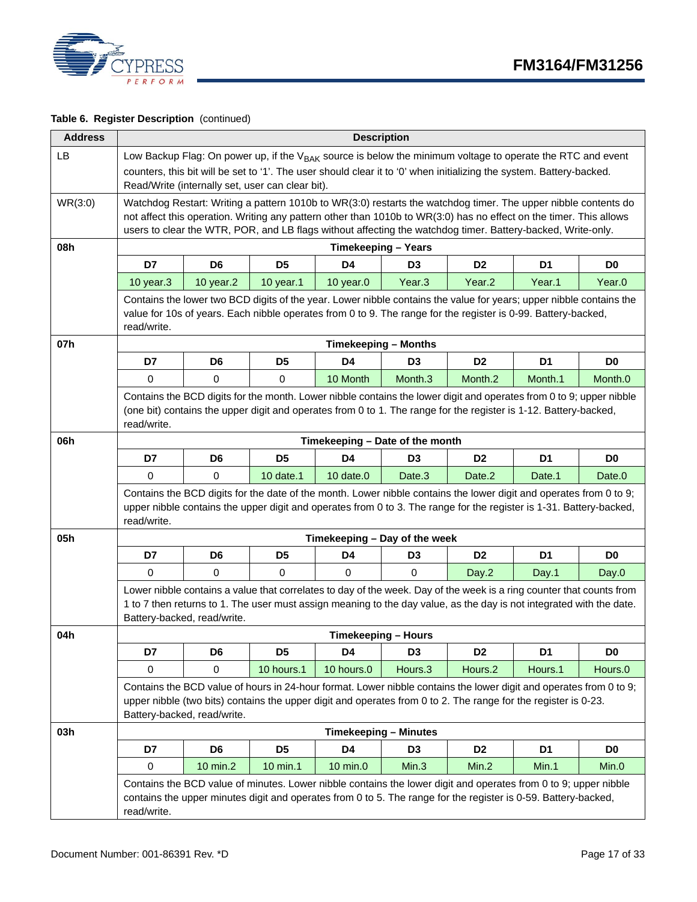**Table 6. Register Description** (continued)

| Address | Description | | | | | | | |
|---|---|---|---|---|---|---|---|---|
| LB | Low Backup Flag: On power up, if the $V_{BAK}$ source is below the minimum voltage to operate the RTC and event counters, this bit will be set to '1'. The user should clear it to '0' when initializing the system. Battery-backed. Read/Write (internally set, user can clear bit). | | | | | | | |
| WR(3:0) | Watchdog Restart: Writing a pattern 1010b to WR(3:0) restarts the watchdog timer. The upper nibble contents do not affect this operation. Writing any pattern other than 1010b to WR(3:0) has no effect on the timer. This allows users to clear the WTR, POR, and LB flags without affecting the watchdog timer. Battery-backed, Write-only. | | | | | | | |
| 08h | **Timekeeping – Years** | | | | | | | |
| | **D7** | **D6** | **D5** | **D4** | **D3** | **D2** | **D1** | **D0** |
| | 10 year.3 | 10 year.2 | 10 year.1 | 10 year.0 | Year.3 | Year.2 | Year.1 | Year.0 |
| | Contains the lower two BCD digits of the year. Lower nibble contains the value for years; upper nibble contains the value for 10s of years. Each nibble operates from 0 to 9. The range for the register is 0-99. Battery-backed, read/write. | | | | | | | |
| 07h | **Timekeeping – Months** | | | | | | | |
| | **D7** | **D6** | **D5** | **D4** | **D3** | **D2** | **D1** | **D0** |
| | 0 | 0 | 0 | 10 Month | Month.3 | Month.2 | Month.1 | Month.0 |
| | Contains the BCD digits for the month. Lower nibble contains the lower digit and operates from 0 to 9; upper nibble (one bit) contains the upper digit and operates from 0 to 1. The range for the register is 1-12. Battery-backed, read/write. | | | | | | | |
| 06h | **Timekeeping – Date of the month** | | | | | | | |
| | **D7** | **D6** | **D5** | **D4** | **D3** | **D2** | **D1** | **D0** |
| | 0 | 0 | 10 date.1 | 10 date.0 | Date.3 | Date.2 | Date.1 | Date.0 |
| | Contains the BCD digits for the date of the month. Lower nibble contains the lower digit and operates from 0 to 9; upper nibble contains the upper digit and operates from 0 to 3. The range for the register is 1-31. Battery-backed, read/write. | | | | | | | |
| 05h | **Timekeeping – Day of the week** | | | | | | | |
| | **D7** | **D6** | **D5** | **D4** | **D3** | **D2** | **D1** | **D0** |
| | 0 | 0 | 0 | 0 | 0 | Day.2 | Day.1 | Day.0 |
| | Lower nibble contains a value that correlates to day of the week. Day of the week is a ring counter that counts from 1 to 7 then returns to 1. The user must assign meaning to the day value, as the day is not integrated with the date. Battery-backed, read/write. | | | | | | | |
| 04h | **Timekeeping – Hours** | | | | | | | |
| | **D7** | **D6** | **D5** | **D4** | **D3** | **D2** | **D1** | **D0** |
| | 0 | 0 | 10 hours.1 | 10 hours.0 | Hours.3 | Hours.2 | Hours.1 | Hours.0 |
| | Contains the BCD value of hours in 24-hour format. Lower nibble contains the lower digit and operates from 0 to 9; upper nibble (two bits) contains the upper digit and operates from 0 to 2. The range for the register is 0-23. Battery-backed, read/write. | | | | | | | |
| 03h | **Timekeeping – Minutes** | | | | | | | |
| | **D7** | **D6** | **D5** | **D4** | **D3** | **D2** | **D1** | **D0** |
| | 0 | 10 min.2 | 10 min.1 | 10 min.0 | Min.3 | Min.2 | Min.1 | Min.0 |
| | Contains the BCD value of minutes. Lower nibble contains the lower digit and operates from 0 to 9; upper nibble contains the upper minutes digit and operates from 0 to 5. The range for the register is 0-59. Battery-backed, read/write. | | | | | | | |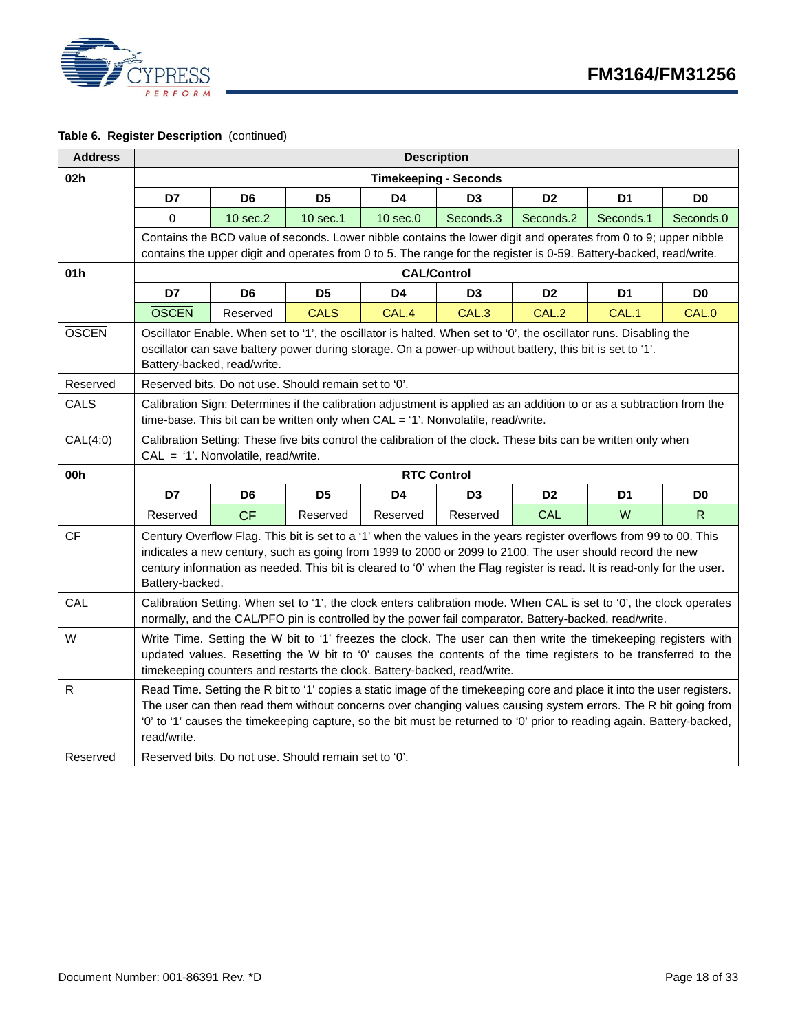**Table 6. Register Description** (continued)

| Address | Description | | | | | | | |
|---|---|---|---|---|---|---|---|---|
| **02h** | **Timekeeping - Seconds** | | | | | | | |
| | **D7** | **D6** | **D5** | **D4** | **D3** | **D2** | **D1** | **D0** |
| | 0 | 10 sec.2 | 10 sec.1 | 10 sec.0 | Seconds.3 | Seconds.2 | Seconds.1 | Seconds.0 |
| | Contains the BCD value of seconds. Lower nibble contains the lower digit and operates from 0 to 9; upper nibble contains the upper digit and operates from 0 to 5. The range for the register is 0-59. Battery-backed, read/write. | | | | | | | |
| **01h** | **CAL/Control** | | | | | | | |
| | **D7** | **D6** | **D5** | **D4** | **D3** | **D2** | **D1** | **D0** |
| | $\overline{\text{OSCEN}}$ | Reserved | CALS | CAL.4 | CAL.3 | CAL.2 | CAL.1 | CAL.0 |
| $\overline{\text{OSCEN}}$ | Oscillator Enable. When set to '1', the oscillator is halted. When set to '0', the oscillator runs. Disabling the oscillator can save battery power during storage. On a power-up without battery, this bit is set to '1'. Battery-backed, read/write. | | | | | | | |
| Reserved | Reserved bits. Do not use. Should remain set to '0'. | | | | | | | |
| CALS | Calibration Sign: Determines if the calibration adjustment is applied as an addition to or as a subtraction from the time-base. This bit can be written only when CAL = '1'. Nonvolatile, read/write. | | | | | | | |
| CAL(4:0) | Calibration Setting: These five bits control the calibration of the clock. These bits can be written only when CAL = '1'. Nonvolatile, read/write. | | | | | | | |
| **00h** | **RTC Control** | | | | | | | |
| | **D7** | **D6** | **D5** | **D4** | **D3** | **D2** | **D1** | **D0** |
| | Reserved | CF | Reserved | Reserved | Reserved | CAL | W | R |
| CF | Century Overflow Flag. This bit is set to a '1' when the values in the years register overflows from 99 to 00. This indicates a new century, such as going from 1999 to 2000 or 2099 to 2100. The user should record the new century information as needed. This bit is cleared to '0' when the Flag register is read. It is read-only for the user. Battery-backed. | | | | | | | |
| CAL | Calibration Setting. When set to '1', the clock enters calibration mode. When CAL is set to '0', the clock operates normally, and the CAL/PFO pin is controlled by the power fail comparator. Battery-backed, read/write. | | | | | | | |
| W | Write Time. Setting the W bit to '1' freezes the clock. The user can then write the timekeeping registers with updated values. Resetting the W bit to '0' causes the contents of the time registers to be transferred to the timekeeping counters and restarts the clock. Battery-backed, read/write. | | | | | | | |
| R | Read Time. Setting the R bit to '1' copies a static image of the timekeeping core and place it into the user registers. The user can then read them without concerns over changing values causing system errors. The R bit going from '0' to '1' causes the timekeeping capture, so the bit must be returned to '0' prior to reading again. Battery-backed, read/write. | | | | | | | |
| Reserved | Reserved bits. Do not use. Should remain set to '0'. | | | | | | | |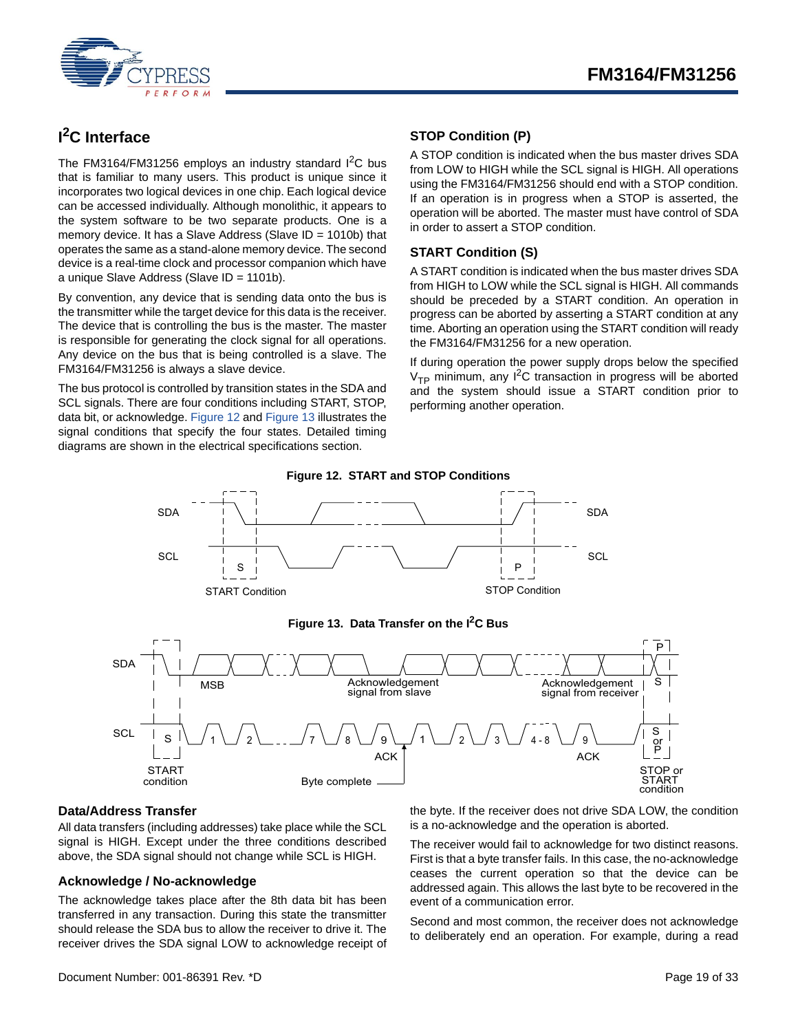## $I^2C$ Interface

The FM3164/FM31256 employs an industry standard $I^2C$ bus that is familiar to many users. This product is unique since it incorporates two logical devices in one chip. Each logical device can be accessed individually. Although monolithic, it appears to the system software to be two separate products. One is a memory device. It has a Slave Address (Slave ID = 1010b) that operates the same as a stand-alone memory device. The second device is a real-time clock and processor companion which have a unique Slave Address (Slave ID = 1101b).

By convention, any device that is sending data onto the bus is the transmitter while the target device for this data is the receiver. The device that is controlling the bus is the master. The master is responsible for generating the clock signal for all operations. Any device on the bus that is being controlled is a slave. The FM3164/FM31256 is always a slave device.

The bus protocol is controlled by transition states in the SDA and SCL signals. There are four conditions including START, STOP, data bit, or acknowledge. Figure 12 and Figure 13 illustrates the signal conditions that specify the four states. Detailed timing diagrams are shown in the electrical specifications section.

### STOP Condition (P)

A STOP condition is indicated when the bus master drives SDA from LOW to HIGH while the SCL signal is HIGH. All operations using the FM3164/FM31256 should end with a STOP condition. If an operation is in progress when a STOP is asserted, the operation will be aborted. The master must have control of SDA in order to assert a STOP condition.

### START Condition (S)

A START condition is indicated when the bus master drives SDA from HIGH to LOW while the SCL signal is HIGH. All commands should be preceded by a START condition. An operation in progress can be aborted by asserting a START condition at any time. Aborting an operation using the START condition will ready the FM3164/FM31256 for a new operation.

If during operation the power supply drops below the specified $V_{TP}$ minimum, any $I^2C$ transaction in progress will be aborted and the system should issue a START condition prior to performing another operation.

**Figure 12. START and STOP Conditions**

**Figure 13. Data Transfer on the $I^2C$ Bus**

### Data/Address Transfer

All data transfers (including addresses) take place while the SCL signal is HIGH. Except under the three conditions described above, the SDA signal should not change while SCL is HIGH.

### Acknowledge / No-acknowledge

The acknowledge takes place after the 8th data bit has been transferred in any transaction. During this state the transmitter should release the SDA bus to allow the receiver to drive it. The receiver drives the SDA signal LOW to acknowledge receipt of the byte. If the receiver does not drive SDA LOW, the condition is a no-acknowledge and the operation is aborted.

The receiver would fail to acknowledge for two distinct reasons. First is that a byte transfer fails. In this case, the no-acknowledge ceases the current operation so that the device can be addressed again. This allows the last byte to be recovered in the event of a communication error.

Second and most common, the receiver does not acknowledge to deliberately end an operation. For example, during a read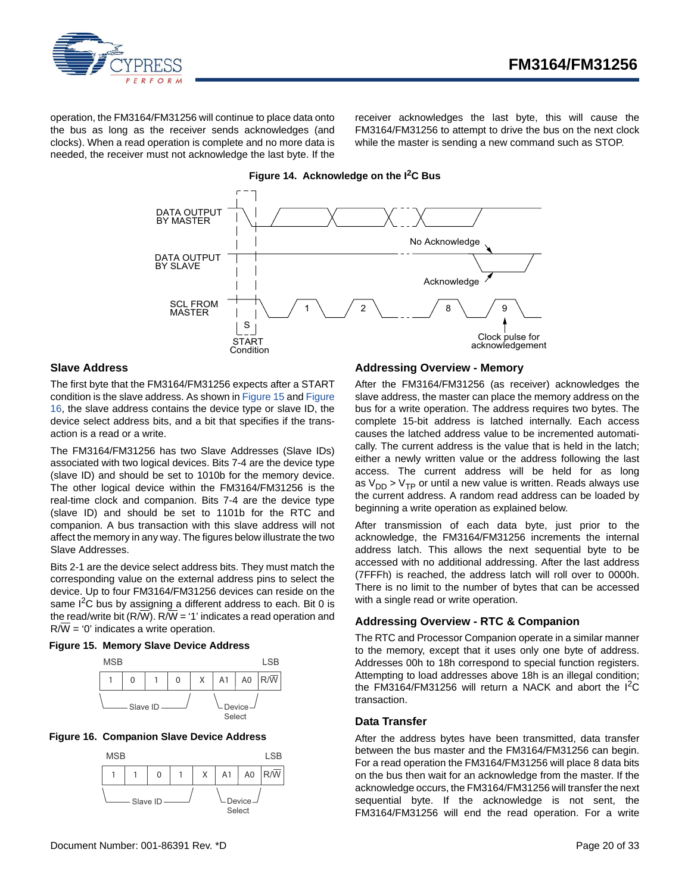operation, the FM3164/FM31256 will continue to place data onto the bus as long as the receiver sends acknowledges (and clocks). When a read operation is complete and no more data is needed, the receiver must not acknowledge the last byte. If the receiver acknowledges the last byte, this will cause the FM3164/FM31256 to attempt to drive the bus on the next clock while the master is sending a new command such as STOP.

**Figure 14. Acknowledge on the I2C Bus**

DATA OUTPUT BY MASTER

DATA OUTPUT BY SLAVE

SCL FROM MASTER

No Acknowledge

Acknowledge

S

START Condition

1 2 8 9

Clock pulse for acknowledgement

### Slave Address

The first byte that the FM3164/FM31256 expects after a START condition is the slave address. As shown in Figure 15 and Figure 16, the slave address contains the device type or slave ID, the device select address bits, and a bit that specifies if the transaction is a read or a write.

The FM3164/FM31256 has two Slave Addresses (Slave IDs) associated with two logical devices. Bits 7-4 are the device type (slave ID) and should be set to 1010b for the memory device. The other logical device within the FM3164/FM31256 is the real-time clock and companion. Bits 7-4 are the device type (slave ID) and should be set to 1101b for the RTC and companion. A bus transaction with this slave address will not affect the memory in any way. The figures below illustrate the two Slave Addresses.

Bits 2-1 are the device select address bits. They must match the corresponding value on the external address pins to select the device. Up to four FM3164/FM31256 devices can reside on the same I2C bus by assigning a different address to each. Bit 0 is the read/write bit (R/$\overline{W}$). R/$\overline{W}$ = '1' indicates a read operation and R/$\overline{W}$ = '0' indicates a write operation.

**Figure 15. Memory Slave Device Address**

| MSB | | | | | | | LSB |
|---|---|---|---|---|---|---|---|
| 1 | 0 | 1 | 0 | X | A1 | A0 | R/$\overline{W}$ |
| Slave ID | | | | | Device Select | | |

**Figure 16. Companion Slave Device Address**

| MSB | | | | | | | LSB |
|---|---|---|---|---|---|---|---|
| 1 | 1 | 0 | 1 | X | A1 | A0 | R/$\overline{W}$ |
| Slave ID | | | | | Device Select | | |

### Addressing Overview - Memory

After the FM3164/FM31256 (as receiver) acknowledges the slave address, the master can place the memory address on the bus for a write operation. The address requires two bytes. The complete 15-bit address is latched internally. Each access causes the latched address value to be incremented automatically. The current address is the value that is held in the latch; either a newly written value or the address following the last access. The current address will be held for as long as $V_{DD} > V_{TP}$ or until a new value is written. Reads always use the current address. A random read address can be loaded by beginning a write operation as explained below.

After transmission of each data byte, just prior to the acknowledge, the FM3164/FM31256 increments the internal address latch. This allows the next sequential byte to be accessed with no additional addressing. After the last address (7FFFh) is reached, the address latch will roll over to 0000h. There is no limit to the number of bytes that can be accessed with a single read or write operation.

### Addressing Overview - RTC & Companion

The RTC and Processor Companion operate in a similar manner to the memory, except that it uses only one byte of address. Addresses 00h to 18h correspond to special function registers. Attempting to load addresses above 18h is an illegal condition; the FM3164/FM31256 will return a NACK and abort the I2C transaction.

### Data Transfer

After the address bytes have been transmitted, data transfer between the bus master and the FM3164/FM31256 can begin. For a read operation the FM3164/FM31256 will place 8 data bits on the bus then wait for an acknowledge from the master. If the acknowledge occurs, the FM3164/FM31256 will transfer the next sequential byte. If the acknowledge is not sent, the FM3164/FM31256 will end the read operation. For a write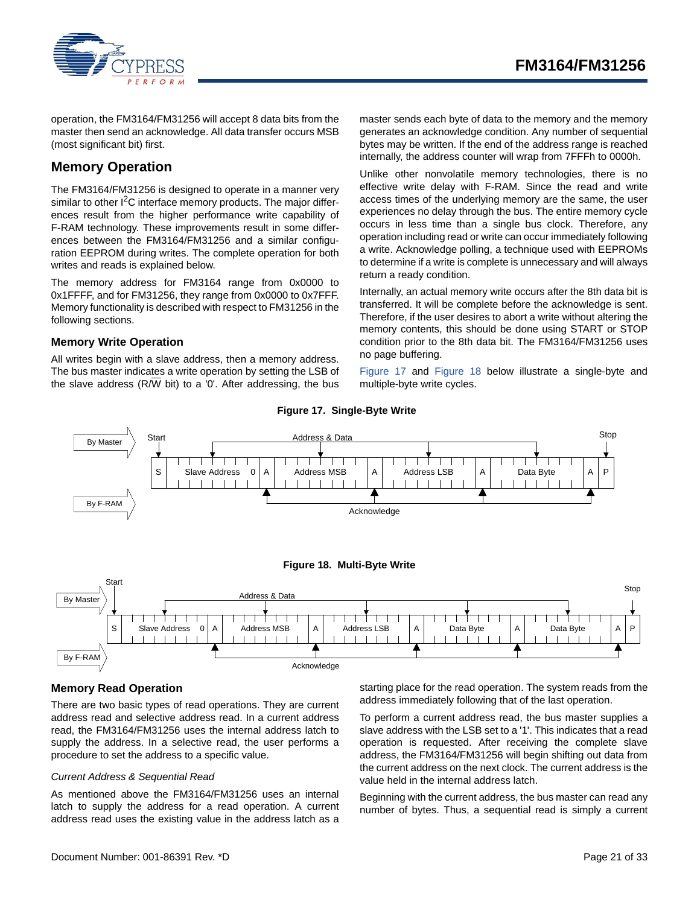operation, the FM3164/FM31256 will accept 8 data bits from the master then send an acknowledge. All data transfer occurs MSB (most significant bit) first.

## Memory Operation

The FM3164/FM31256 is designed to operate in a manner very similar to other I$^2$C interface memory products. The major differences result from the higher performance write capability of F-RAM technology. These improvements result in some differences between the FM3164/FM31256 and a similar configuration EEPROM during writes. The complete operation for both writes and reads is explained below.

The memory address for FM3164 range from 0x0000 to 0x1FFFF, and for FM31256, they range from 0x0000 to 0x7FFF. Memory functionality is described with respect to FM31256 in the following sections.

### Memory Write Operation

All writes begin with a slave address, then a memory address. The bus master indicates a write operation by setting the LSB of the slave address (R/W bit) to a '0'. After addressing, the bus master sends each byte of data to the memory and the memory generates an acknowledge condition. Any number of sequential bytes may be written. If the end of the address range is reached internally, the address counter will wrap from 7FFFh to 0000h.

Unlike other nonvolatile memory technologies, there is no effective write delay with F-RAM. Since the read and write access times of the underlying memory are the same, the user experiences no delay through the bus. The entire memory cycle occurs in less time than a single bus clock. Therefore, any operation including read or write can occur immediately following a write. Acknowledge polling, a technique used with EEPROMs to determine if a write is complete is unnecessary and will always return a ready condition.

Internally, an actual memory write occurs after the 8th data bit is transferred. It will be complete before the acknowledge is sent. Therefore, if the user desires to abort a write without altering the memory contents, this should be done using START or STOP condition prior to the 8th data bit. The FM3164/FM31256 uses no page buffering.

Figure 17 and Figure 18 below illustrate a single-byte and multiple-byte write cycles.

**Figure 17. Single-Byte Write**

By Master | Start | Address & Data | Stop

| S | Slave Address | 0 | A | Address MSB | A | Address LSB | A | Data Byte | A | P |
|---|---|---|---|---|---|---|---|---|---|---|

By F-RAM | Acknowledge

**Figure 18. Multi-Byte Write**

By Master | Start | Address & Data | Stop

| S | Slave Address | 0 | A | Address MSB | A | Address LSB | A | Data Byte | A | Data Byte | A | P |
|---|---|---|---|---|---|---|---|---|---|---|---|---|

By F-RAM | Acknowledge

### Memory Read Operation

There are two basic types of read operations. They are current address read and selective address read. In a current address read, the FM3164/FM31256 uses the internal address latch to supply the address. In a selective read, the user performs a procedure to set the address to a specific value.

*Current Address & Sequential Read*

As mentioned above the FM3164/FM31256 uses an internal latch to supply the address for a read operation. A current address read uses the existing value in the address latch as a starting place for the read operation. The system reads from the address immediately following that of the last operation.

To perform a current address read, the bus master supplies a slave address with the LSB set to a '1'. This indicates that a read operation is requested. After receiving the complete slave address, the FM3164/FM31256 will begin shifting out data from the current address on the next clock. The current address is the value held in the internal address latch.

Beginning with the current address, the bus master can read any number of bytes. Thus, a sequential read is simply a current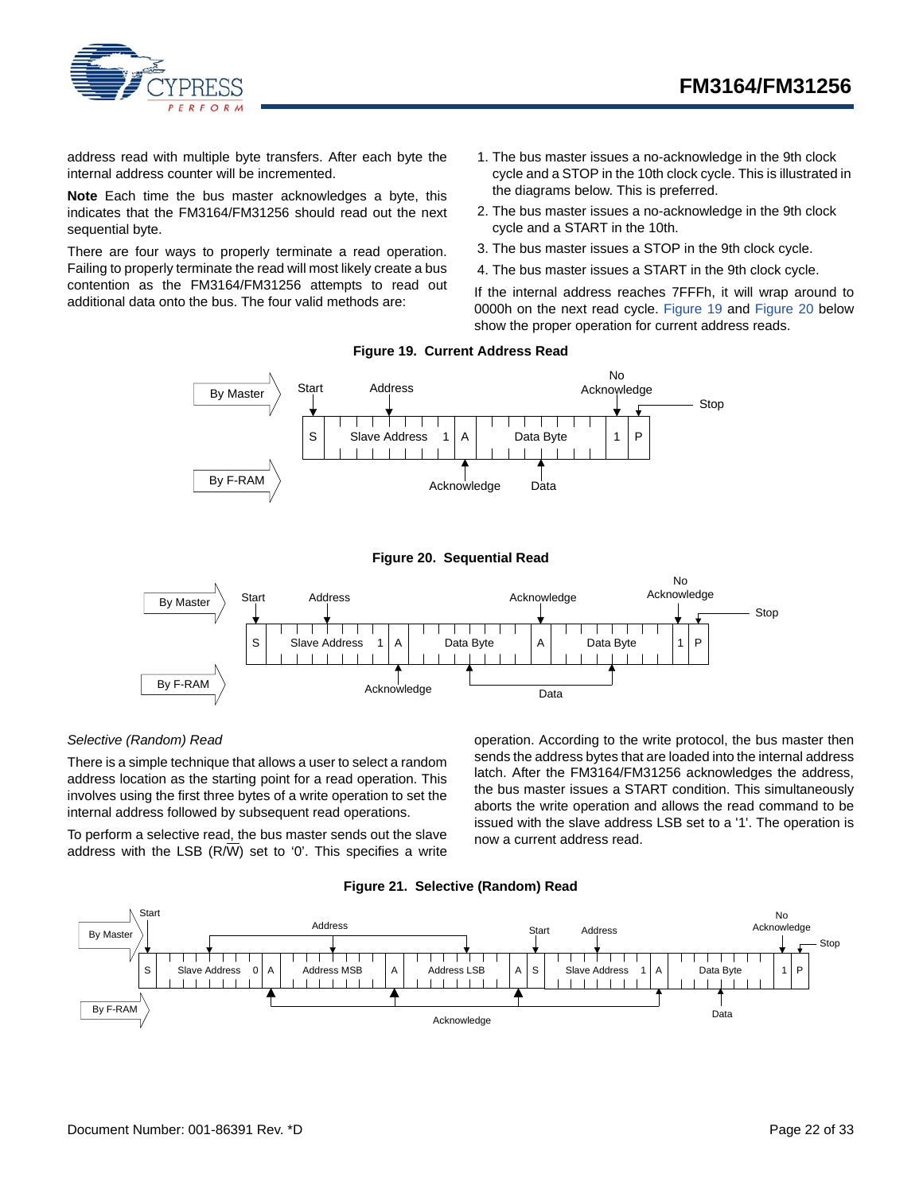address read with multiple byte transfers. After each byte the internal address counter will be incremented.

**Note** Each time the bus master acknowledges a byte, this indicates that the FM3164/FM31256 should read out the next sequential byte.

There are four ways to properly terminate a read operation. Failing to properly terminate the read will most likely create a bus contention as the FM3164/FM31256 attempts to read out additional data onto the bus. The four valid methods are:

1. The bus master issues a no-acknowledge in the 9th clock cycle and a STOP in the 10th clock cycle. This is illustrated in the diagrams below. This is preferred.
2. The bus master issues a no-acknowledge in the 9th clock cycle and a START in the 10th.
3. The bus master issues a STOP in the 9th clock cycle.
4. The bus master issues a START in the 9th clock cycle.

If the internal address reaches 7FFFh, it will wrap around to 0000h on the next read cycle. Figure 19 and Figure 20 below show the proper operation for current address reads.

**Figure 19. Current Address Read**

**Figure 20. Sequential Read**

*Selective (Random) Read*

There is a simple technique that allows a user to select a random address location as the starting point for a read operation. This involves using the first three bytes of a write operation to set the internal address followed by subsequent read operations.

To perform a selective read, the bus master sends out the slave address with the LSB (R/W) set to '0'. This specifies a write operation. According to the write protocol, the bus master then sends the address bytes that are loaded into the internal address latch. After the FM3164/FM31256 acknowledges the address, the bus master issues a START condition. This simultaneously aborts the write operation and allows the read command to be issued with the slave address LSB set to a '1'. The operation is now a current address read.

**Figure 21. Selective (Random) Read**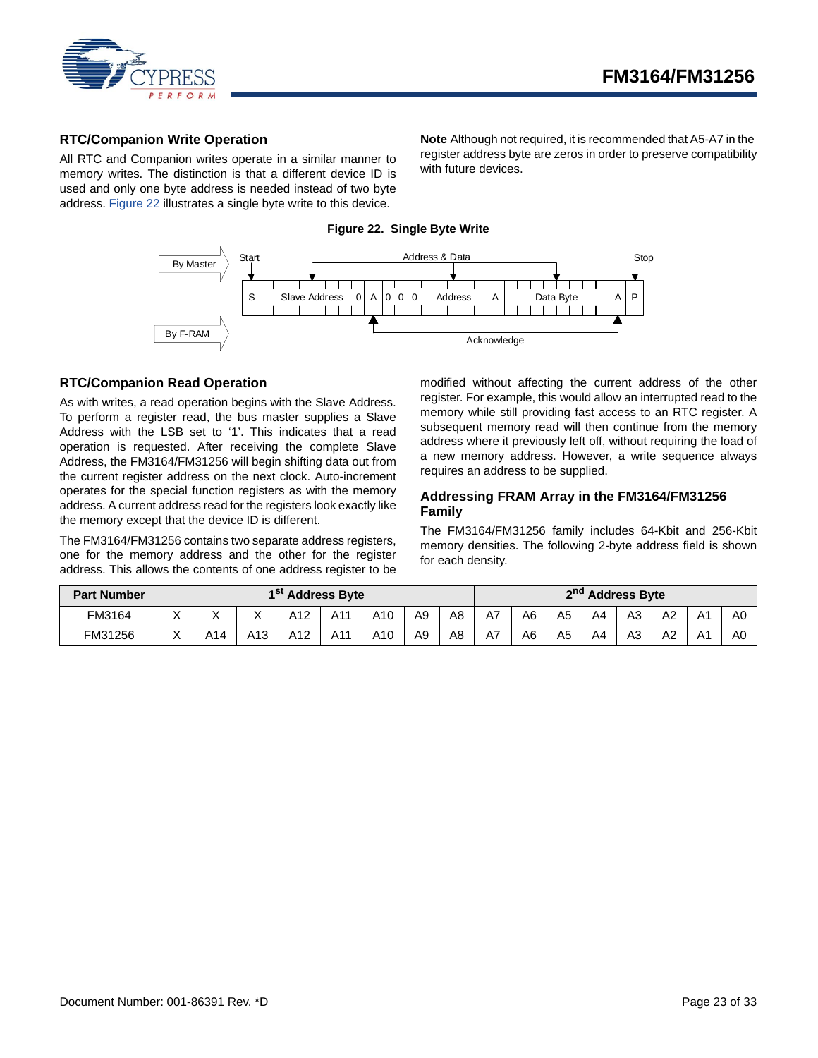## RTC/Companion Write Operation

All RTC and Companion writes operate in a similar manner to memory writes. The distinction is that a different device ID is used and only one byte address is needed instead of two byte address. Figure 22 illustrates a single byte write to this device.

**Note** Although not required, it is recommended that A5-A7 in the register address byte are zeros in order to preserve compatibility with future devices.

**Figure 22. Single Byte Write**

By Master | Start | Address & Data | Stop

S | Slave Address | 0 | A | 0 0 0 | Address | A | Data Byte | A | P

By F-RAM | Acknowledge

## RTC/Companion Read Operation

As with writes, a read operation begins with the Slave Address. To perform a register read, the bus master supplies a Slave Address with the LSB set to '1'. This indicates that a read operation is requested. After receiving the complete Slave Address, the FM3164/FM31256 will begin shifting data out from the current register address on the next clock. Auto-increment operates for the special function registers as with the memory address. A current address read for the registers look exactly like the memory except that the device ID is different.

The FM3164/FM31256 contains two separate address registers, one for the memory address and the other for the register address. This allows the contents of one address register to be modified without affecting the current address of the other register. For example, this would allow an interrupted read to the memory while still providing fast access to an RTC register. A subsequent memory read will then continue from the memory address where it previously left off, without requiring the load of a new memory address. However, a write sequence always requires an address to be supplied.

## Addressing FRAM Array in the FM3164/FM31256 Family

The FM3164/FM31256 family includes 64-Kbit and 256-Kbit memory densities. The following 2-byte address field is shown for each density.

| Part Number | 1st Address Byte | | | | | | | | 2nd Address Byte | | | | | | | |
|---|---|---|---|---|---|---|---|---|---|---|---|---|---|---|---|---|
| FM3164 | X | X | X | A12 | A11 | A10 | A9 | A8 | A7 | A6 | A5 | A4 | A3 | A2 | A1 | A0 |
| FM31256 | X | A14 | A13 | A12 | A11 | A10 | A9 | A8 | A7 | A6 | A5 | A4 | A3 | A2 | A1 | A0 |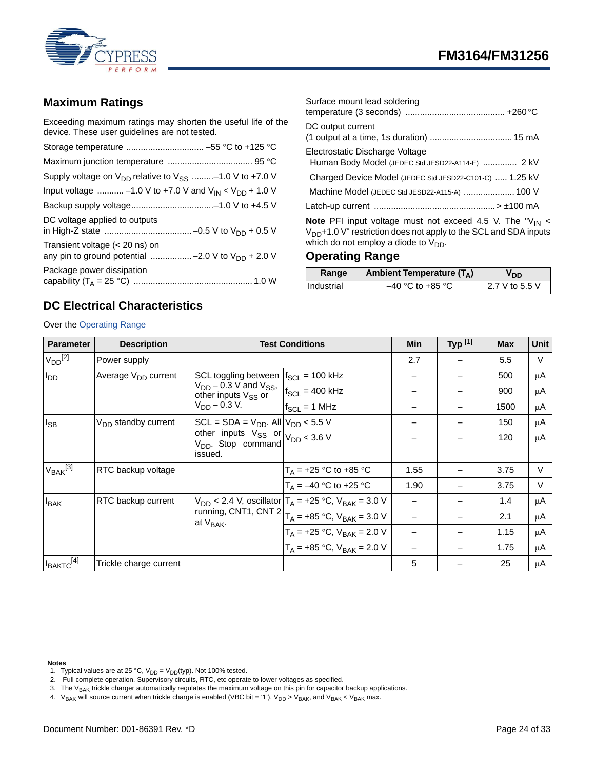## Maximum Ratings

Exceeding maximum ratings may shorten the useful life of the device. These user guidelines are not tested.

Storage temperature ................................ –55 °C to +125 °C

Maximum junction temperature .................................. 95 °C

Supply voltage on $V_{DD}$ relative to $V_{SS}$ .........–1.0 V to +7.0 V

Input voltage ........... –1.0 V to +7.0 V and $V_{IN} < V_{DD} + 1.0$ V

Backup supply voltage.................................–1.0 V to +4.5 V

DC voltage applied to outputs in High-Z state ....................................–0.5 V to $V_{DD}$ + 0.5 V

Transient voltage (< 20 ns) on any pin to ground potential ................–2.0 V to $V_{DD}$ + 2.0 V

Package power dissipation capability ($T_A$ = 25 °C) ................................................ 1.0 W

Surface mount lead soldering temperature (3 seconds) ........................................ +260 °C

DC output current (1 output at a time, 1s duration) ................................. 15 mA

Electrostatic Discharge Voltage
- Human Body Model (JEDEC Std JESD22-A114-E) ............. 2 kV
- Charged Device Model (JEDEC Std JESD22-C101-C) ..... 1.25 kV
- Machine Model (JEDEC Std JESD22-A115-A) ..................... 100 V

Latch-up current ................................................. > ±100 mA

**Note** PFI input voltage must not exceed 4.5 V. The "$V_{IN} < V_{DD}$+1.0 V" restriction does not apply to the SCL and SDA inputs which do not employ a diode to $V_{DD}$.

## Operating Range

| Range | Ambient Temperature ($T_A$) | $V_{DD}$ |
|---|---|---|
| Industrial | –40 °C to +85 °C | 2.7 V to 5.5 V |

## DC Electrical Characteristics

Over the Operating Range

| Parameter | Description | Test Conditions | | Min | Typ [1] | Max | Unit |
|---|---|---|---|---|---|---|---|
| $V_{DD}$[2] | Power supply | | | 2.7 | – | 5.5 | V |
| $I_{DD}$ | Average $V_{DD}$ current | SCL toggling between $V_{DD}$ – 0.3 V and $V_{SS}$, other inputs $V_{SS}$ or $V_{DD}$ – 0.3 V. | $f_{SCL}$ = 100 kHz | – | – | 500 | µA |
| | | | $f_{SCL}$ = 400 kHz | – | – | 900 | µA |
| | | | $f_{SCL}$ = 1 MHz | – | – | 1500 | µA |
| $I_{SB}$ | $V_{DD}$ standby current | SCL = SDA = $V_{DD}$. All other inputs $V_{SS}$ or $V_{DD}$. Stop command issued. | $V_{DD}$ < 5.5 V | – | – | 150 | µA |
| | | | $V_{DD}$ < 3.6 V | – | – | 120 | µA |
| $V_{BAK}$[3] | RTC backup voltage | | $T_A$ = +25 °C to +85 °C | 1.55 | – | 3.75 | V |
| | | | $T_A$ = –40 °C to +25 °C | 1.90 | – | 3.75 | V |
| $I_{BAK}$ | RTC backup current | $V_{DD}$ < 2.4 V, oscillator running, CNT1, CNT 2 at $V_{BAK}$. | $T_A$ = +25 °C, $V_{BAK}$ = 3.0 V | – | – | 1.4 | µA |
| | | | $T_A$ = +85 °C, $V_{BAK}$ = 3.0 V | – | – | 2.1 | µA |
| | | | $T_A$ = +25 °C, $V_{BAK}$ = 2.0 V | – | – | 1.15 | µA |
| | | | $T_A$ = +85 °C, $V_{BAK}$ = 2.0 V | – | – | 1.75 | µA |
| $I_{BAKTC}$[4] | Trickle charge current | | | 5 | – | 25 | µA |

**Notes**
1. Typical values are at 25 °C, $V_{DD}$ = $V_{DD}$(typ). Not 100% tested.
2. Full complete operation. Supervisory circuits, RTC, etc operate to lower voltages as specified.
3. The $V_{BAK}$ trickle charger automatically regulates the maximum voltage on this pin for capacitor backup applications.
4. $V_{BAK}$ will source current when trickle charge is enabled (VBC bit = '1'), $V_{DD} > V_{BAK}$, and $V_{BAK} < V_{BAK}$ max.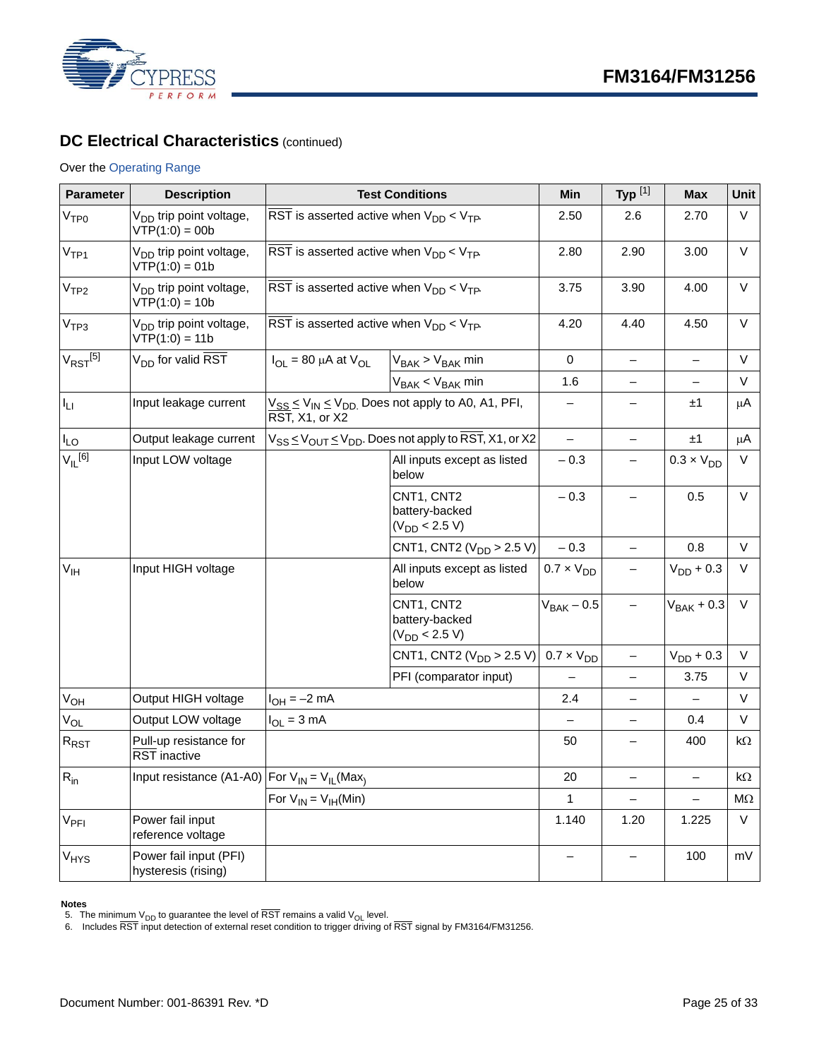## DC Electrical Characteristics (continued)

Over the Operating Range

| Parameter | Description | Test Conditions | | Min | Typ [1] | Max | Unit |
|---|---|---|---|---|---|---|---|
| $V_{TP0}$ | $V_{DD}$ trip point voltage, VTP(1:0) = 00b | $\overline{RST}$ is asserted active when $V_{DD} < V_{TP}$. | | 2.50 | 2.6 | 2.70 | V |
| $V_{TP1}$ | $V_{DD}$ trip point voltage, VTP(1:0) = 01b | $\overline{RST}$ is asserted active when $V_{DD} < V_{TP}$. | | 2.80 | 2.90 | 3.00 | V |
| $V_{TP2}$ | $V_{DD}$ trip point voltage, VTP(1:0) = 10b | $\overline{RST}$ is asserted active when $V_{DD} < V_{TP}$. | | 3.75 | 3.90 | 4.00 | V |
| $V_{TP3}$ | $V_{DD}$ trip point voltage, VTP(1:0) = 11b | $\overline{RST}$ is asserted active when $V_{DD} < V_{TP}$. | | 4.20 | 4.40 | 4.50 | V |
| $V_{RST}$ [5] | $V_{DD}$ for valid $\overline{RST}$ | $I_{OL}$ = 80 µA at $V_{OL}$ | $V_{BAK} > V_{BAK}$ min | 0 | – | – | V |
| | | | $V_{BAK} < V_{BAK}$ min | 1.6 | – | – | V |
| $I_{LI}$ | Input leakage current | $V_{SS} \le V_{IN} \le V_{DD}$. Does not apply to A0, A1, PFI, $\overline{RST}$, X1, or X2 | | – | – | ±1 | µA |
| $I_{LO}$ | Output leakage current | $V_{SS} \le V_{OUT} \le V_{DD}$. Does not apply to $\overline{RST}$, X1, or X2 | | – | – | ±1 | µA |
| $V_{IL}$ [6] | Input LOW voltage | | All inputs except as listed below | – 0.3 | – | 0.3 × $V_{DD}$ | V |
| | | | CNT1, CNT2 battery-backed ($V_{DD}$ < 2.5 V) | – 0.3 | – | 0.5 | V |
| | | | CNT1, CNT2 ($V_{DD}$ > 2.5 V) | – 0.3 | – | 0.8 | V |
| $V_{IH}$ | Input HIGH voltage | | All inputs except as listed below | 0.7 × $V_{DD}$ | – | $V_{DD}$ + 0.3 | V |
| | | | CNT1, CNT2 battery-backed ($V_{DD}$ < 2.5 V) | $V_{BAK}$ – 0.5 | – | $V_{BAK}$ + 0.3 | V |
| | | | CNT1, CNT2 ($V_{DD}$ > 2.5 V) | 0.7 × $V_{DD}$ | – | $V_{DD}$ + 0.3 | V |
| | | | PFI (comparator input) | – | – | 3.75 | V |
| $V_{OH}$ | Output HIGH voltage | $I_{OH}$ = –2 mA | | 2.4 | – | – | V |
| $V_{OL}$ | Output LOW voltage | $I_{OL}$ = 3 mA | | – | – | 0.4 | V |
| $R_{RST}$ | Pull-up resistance for $\overline{RST}$ inactive | | | 50 | – | 400 | kΩ |
| $R_{in}$ | Input resistance (A1-A0) | For $V_{IN} = V_{IL}$(Max) | | 20 | – | – | kΩ |
| | | For $V_{IN} = V_{IH}$(Min) | | 1 | – | – | MΩ |
| $V_{PFI}$ | Power fail input reference voltage | | | 1.140 | 1.20 | 1.225 | V |
| $V_{HYS}$ | Power fail input (PFI) hysteresis (rising) | | | – | – | 100 | mV |

**Notes**

5. The minimum $V_{DD}$ to guarantee the level of $\overline{RST}$ remains a valid $V_{OL}$ level.
6. Includes $\overline{RST}$ input detection of external reset condition to trigger driving of $\overline{RST}$ signal by FM3164/FM31256.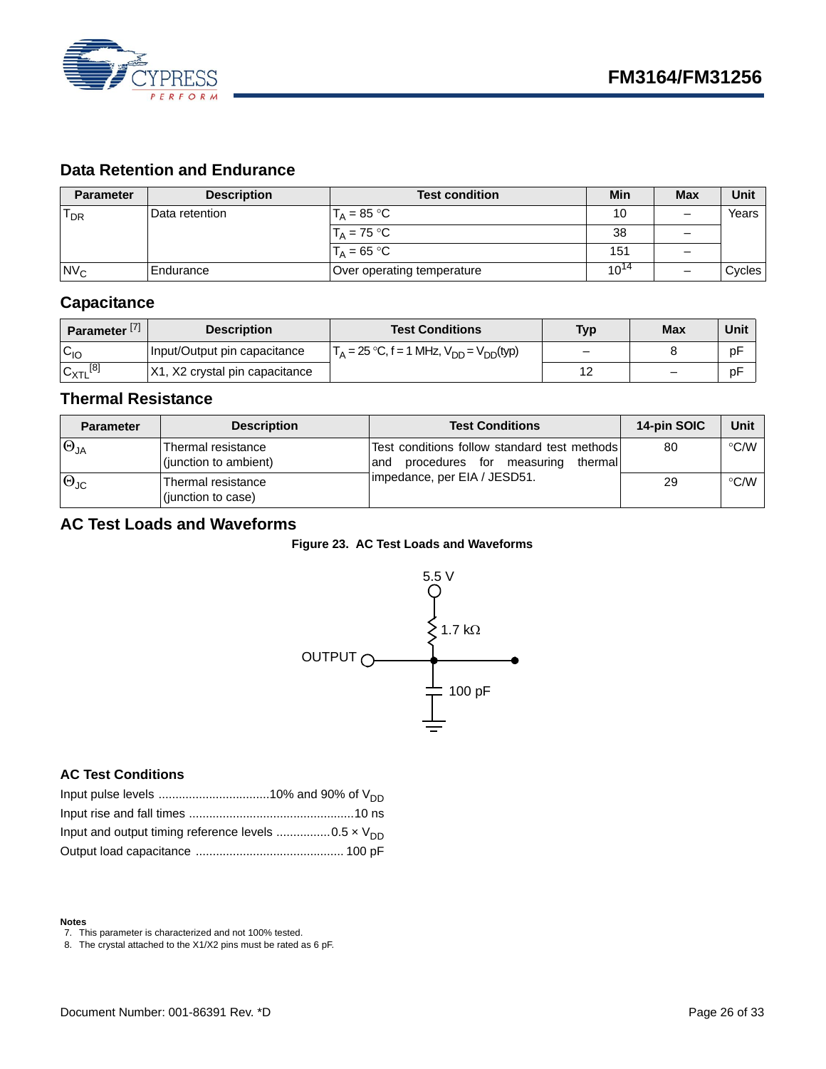## Data Retention and Endurance

| Parameter | Description | Test condition | Min | Max | Unit |
|---|---|---|---|---|---|
| $T_{DR}$ | Data retention | $T_A$ = 85 °C | 10 | – | Years |
| | | $T_A$ = 75 °C | 38 | – | |
| | | $T_A$ = 65 °C | 151 | – | |
| $NV_C$ | Endurance | Over operating temperature | $10^{14}$ | – | Cycles |

## Capacitance

| Parameter [7] | Description | Test Conditions | Typ | Max | Unit |
|---|---|---|---|---|---|
| $C_{IO}$ | Input/Output pin capacitance | $T_A$ = 25 °C, f = 1 MHz, $V_{DD}$ = $V_{DD}$(typ) | – | 8 | pF |
| $C_{XTL}$ [8] | X1, X2 crystal pin capacitance | | 12 | – | pF |

## Thermal Resistance

| Parameter | Description | Test Conditions | 14-pin SOIC | Unit |
|---|---|---|---|---|
| $\Theta_{JA}$ | Thermal resistance (junction to ambient) | Test conditions follow standard test methods and procedures for measuring thermal impedance, per EIA / JESD51. | 80 | °C/W |
| $\Theta_{JC}$ | Thermal resistance (junction to case) | | 29 | °C/W |

## AC Test Loads and Waveforms

**Figure 23. AC Test Loads and Waveforms**

5.5 V

1.7 kΩ

OUTPUT

100 pF

### AC Test Conditions

Input pulse levels ................................10% and 90% of $V_{DD}$

Input rise and fall times ................................................10 ns

Input and output timing reference levels ................0.5 × $V_{DD}$

Output load capacitance ........................................... 100 pF

**Notes**

7. This parameter is characterized and not 100% tested.
8. The crystal attached to the X1/X2 pins must be rated as 6 pF.

Document Number: 001-86391 Rev. *D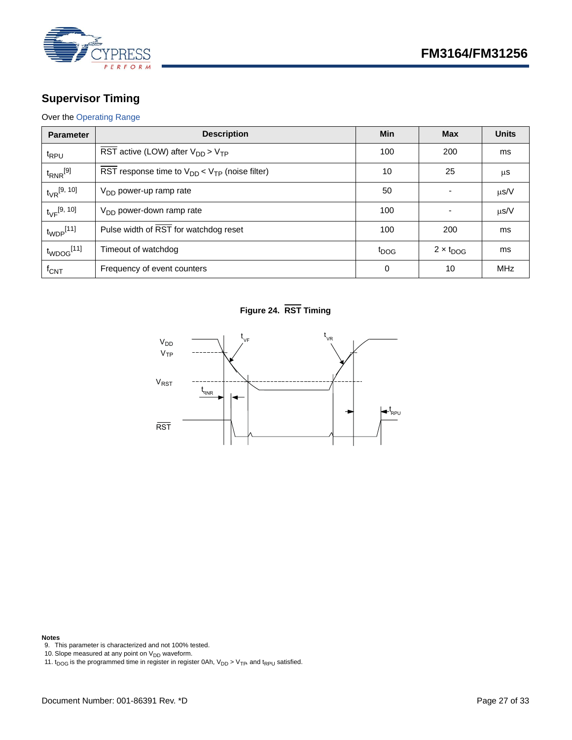## Supervisor Timing

Over the Operating Range

| Parameter | Description | Min | Max | Units |
|---|---|---|---|---|
| $t_{RPU}$ | $\overline{RST}$ active (LOW) after $V_{DD} > V_{TP}$ | 100 | 200 | ms |
| $t_{RNR}$[9] | $\overline{RST}$ response time to $V_{DD} < V_{TP}$ (noise filter) | 10 | 25 | μs |
| $t_{VR}$[9, 10] | $V_{DD}$ power-up ramp rate | 50 | - | μs/V |
| $t_{VF}$[9, 10] | $V_{DD}$ power-down ramp rate | 100 | - | μs/V |
| $t_{WDP}$[11] | Pulse width of $\overline{RST}$ for watchdog reset | 100 | 200 | ms |
| $t_{WDOG}$[11] | Timeout of watchdog | $t_{DOG}$ | $2 \times t_{DOG}$ | ms |
| $f_{CNT}$ | Frequency of event counters | 0 | 10 | MHz |

**Figure 24. $\overline{RST}$ Timing**

**Notes**

9. This parameter is characterized and not 100% tested.
10. Slope measured at any point on $V_{DD}$ waveform.
11. $t_{DOG}$ is the programmed time in register in register 0Ah, $V_{DD} > V_{TP}$, and $t_{RPU}$ satisfied.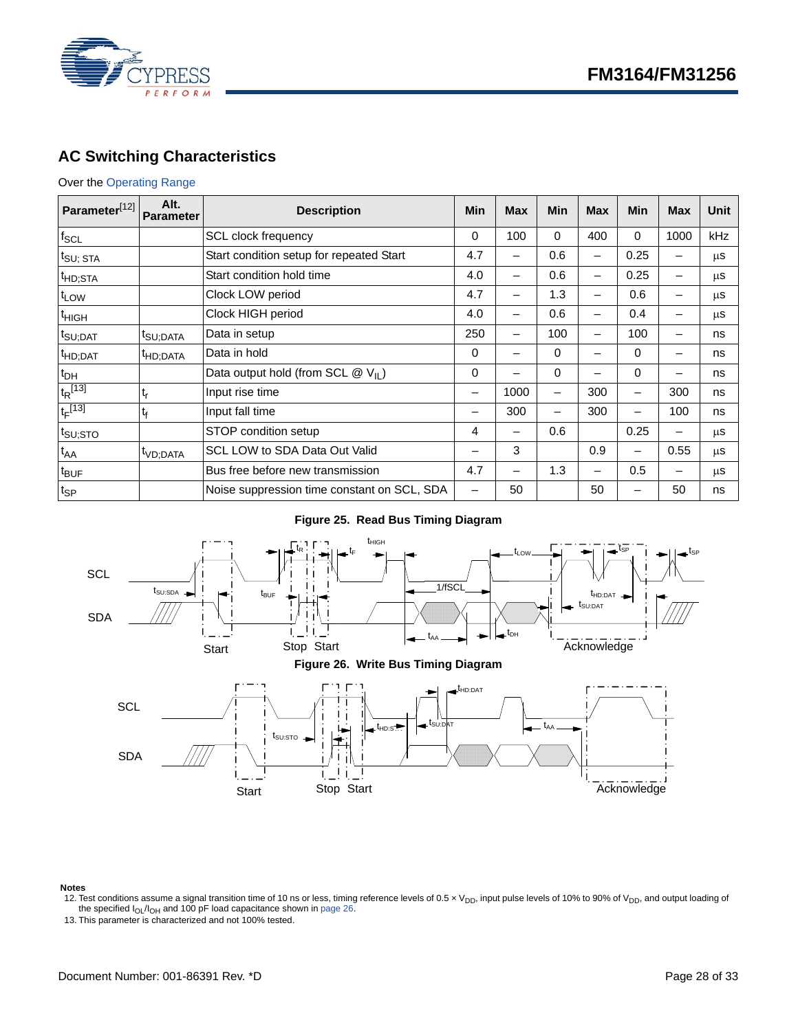## AC Switching Characteristics

Over the Operating Range

| Parameter[12] | Alt. Parameter | Description | Min | Max | Min | Max | Min | Max | Unit |
|---|---|---|---|---|---|---|---|---|---|
| $f_{SCL}$ | | SCL clock frequency | 0 | 100 | 0 | 400 | 0 | 1000 | kHz |
| $t_{SU; STA}$ | | Start condition setup for repeated Start | 4.7 | – | 0.6 | – | 0.25 | – | μs |
| $t_{HD;STA}$ | | Start condition hold time | 4.0 | – | 0.6 | – | 0.25 | – | μs |
| $t_{LOW}$ | | Clock LOW period | 4.7 | – | 1.3 | – | 0.6 | – | μs |
| $t_{HIGH}$ | | Clock HIGH period | 4.0 | – | 0.6 | – | 0.4 | – | μs |
| $t_{SU;DAT}$ | $t_{SU;DATA}$ | Data in setup | 250 | – | 100 | – | 100 | – | ns |
| $t_{HD;DAT}$ | $t_{HD;DATA}$ | Data in hold | 0 | – | 0 | – | 0 | – | ns |
| $t_{DH}$ | | Data output hold (from SCL @ $V_{IL}$) | 0 | – | 0 | – | 0 | – | ns |
| $t_R$[13] | $t_r$ | Input rise time | – | 1000 | – | 300 | – | 300 | ns |
| $t_F$[13] | $t_f$ | Input fall time | – | 300 | – | 300 | – | 100 | ns |
| $t_{SU;STO}$ | | STOP condition setup | 4 | – | 0.6 | | 0.25 | – | μs |
| $t_{AA}$ | $t_{VD;DATA}$ | SCL LOW to SDA Data Out Valid | – | 3 | | 0.9 | – | 0.55 | μs |
| $t_{BUF}$ | | Bus free before new transmission | 4.7 | – | 1.3 | – | 0.5 | – | μs |
| $t_{SP}$ | | Noise suppression time constant on SCL, SDA | – | 50 | | 50 | – | 50 | ns |

**Figure 25. Read Bus Timing Diagram**

**Figure 26. Write Bus Timing Diagram**

**Notes**

12. Test conditions assume a signal transition time of 10 ns or less, timing reference levels of 0.5 × $V_{DD}$, input pulse levels of 10% to 90% of $V_{DD}$, and output loading of the specified $I_{OL}/I_{OH}$ and 100 pF load capacitance shown in page 26.
13. This parameter is characterized and not 100% tested.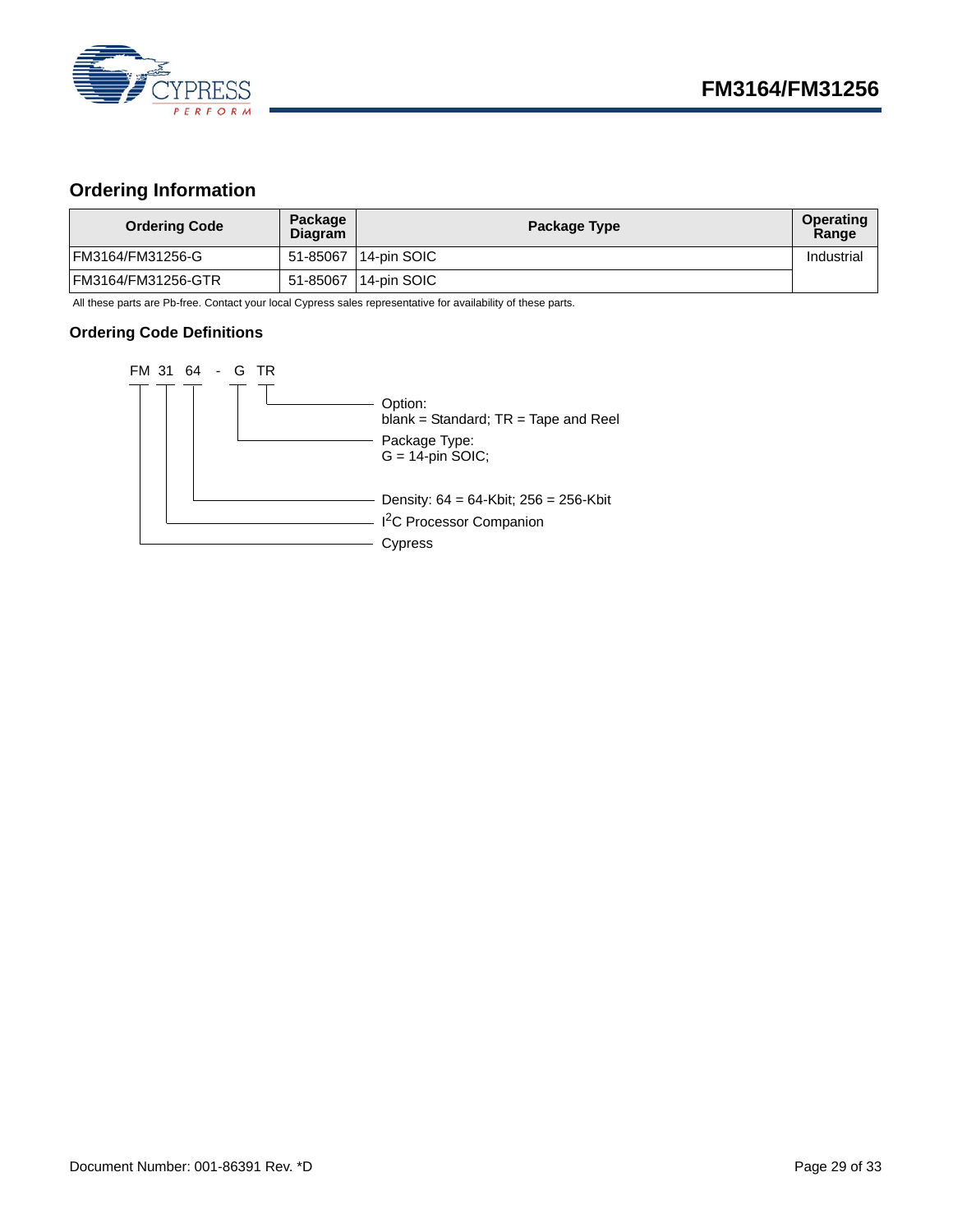## Ordering Information

| Ordering Code | Package Diagram | Package Type | Operating Range |
|---|---|---|---|
| FM3164/FM31256-G | 51-85067 | 14-pin SOIC | Industrial |
| FM3164/FM31256-GTR | 51-85067 | 14-pin SOIC | |

All these parts are Pb-free. Contact your local Cypress sales representative for availability of these parts.

### Ordering Code Definitions

FM 31 64 - G TR

- TR — Option: blank = Standard; TR = Tape and Reel
- G — Package Type: G = 14-pin SOIC;
- 64 — Density: 64 = 64-Kbit; 256 = 256-Kbit
- 31 — $I^2C$ Processor Companion
- FM — Cypress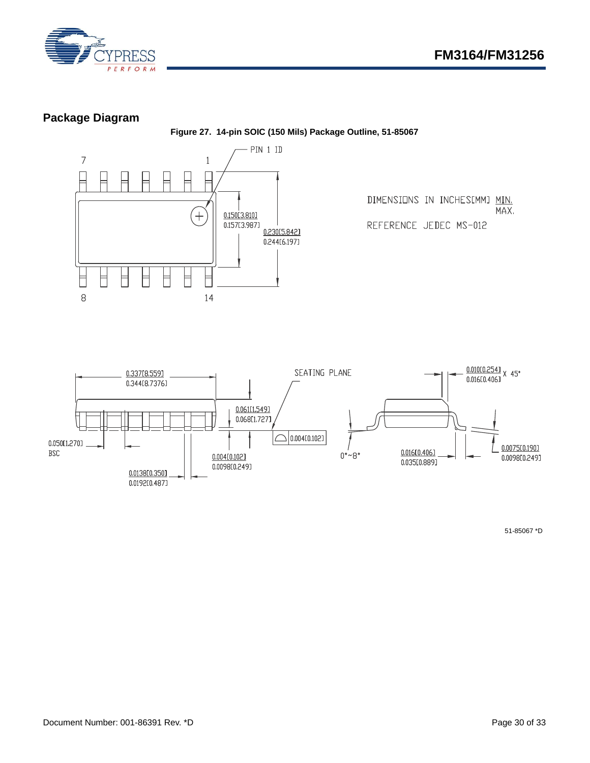## Package Diagram

**Figure 27. 14-pin SOIC (150 Mils) Package Outline, 51-85067**

PIN 1 ID

7 1

8 14

0.150[3.810]
0.157[3.987]

0.230[5.842]
0.244[6.197]

DIMENSIONS IN INCHES[MM] MIN.
MAX.

REFERENCE JEDEC MS-012

0.337[8.559]
0.344[8.7376]

SEATING PLANE

0.010[0.254]
0.016[0.406] X 45°

0.061[1.549]
0.068[1.727]

0.004[0.102]

0.050[1.270]
BSC

0.004[0.102]
0.0098[0.249]

0°~8°

0.016[0.406]
0.035[0.889]

0.0075[0.190]
0.0098[0.249]

0.0138[0.350]
0.0192[0.487]

51-85067 *D

Document Number: 001-86391 Rev. *D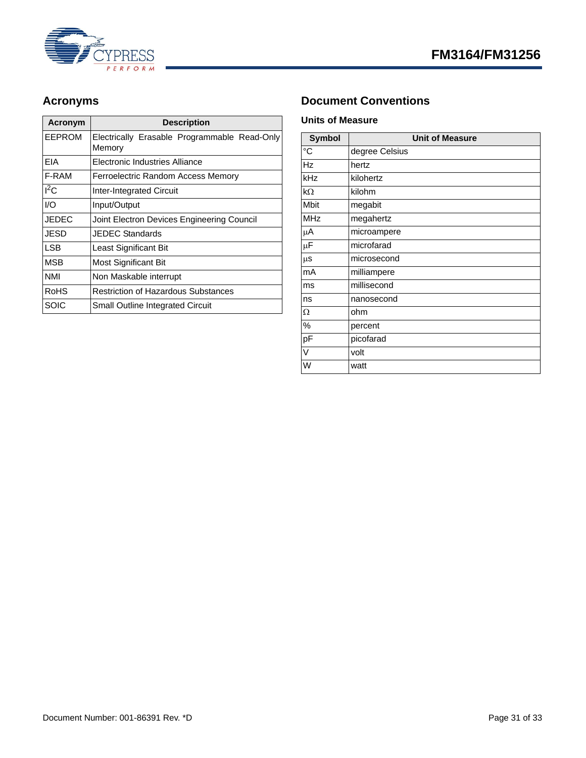## Acronyms

| Acronym | Description |
|---|---|
| EEPROM | Electrically Erasable Programmable Read-Only Memory |
| EIA | Electronic Industries Alliance |
| F-RAM | Ferroelectric Random Access Memory |
| $I^2C$ | Inter-Integrated Circuit |
| I/O | Input/Output |
| JEDEC | Joint Electron Devices Engineering Council |
| JESD | JEDEC Standards |
| LSB | Least Significant Bit |
| MSB | Most Significant Bit |
| NMI | Non Maskable interrupt |
| RoHS | Restriction of Hazardous Substances |
| SOIC | Small Outline Integrated Circuit |

## Document Conventions

### Units of Measure

| Symbol | Unit of Measure |
|---|---|
| °C | degree Celsius |
| Hz | hertz |
| kHz | kilohertz |
| kΩ | kilohm |
| Mbit | megabit |
| MHz | megahertz |
| µA | microampere |
| µF | microfarad |
| µs | microsecond |
| mA | milliampere |
| ms | millisecond |
| ns | nanosecond |
| Ω | ohm |
| % | percent |
| pF | picofarad |
| V | volt |
| W | watt |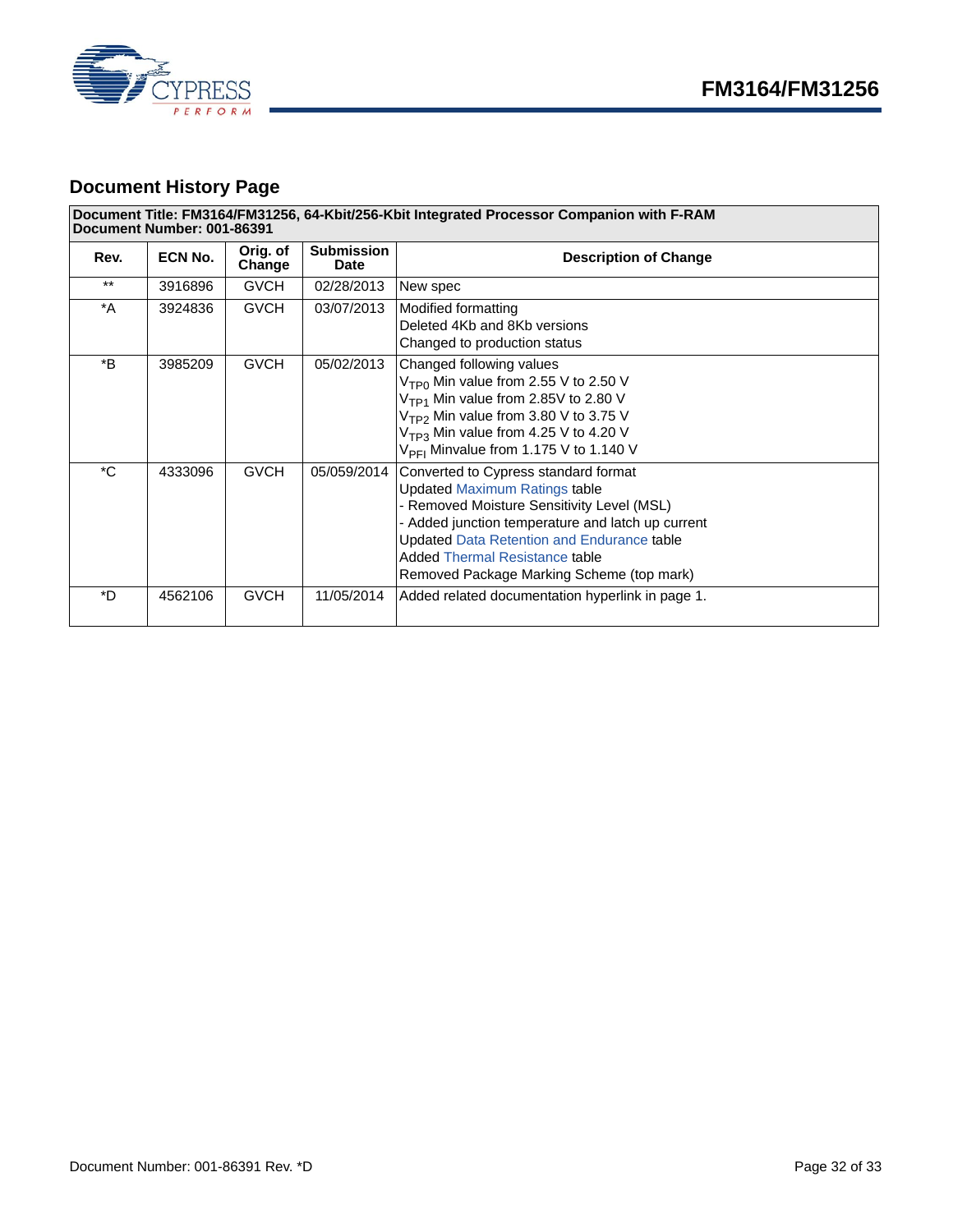## Document History Page

| Document Title: FM3164/FM31256, 64-Kbit/256-Kbit Integrated Processor Companion with F-RAM<br>Document Number: 001-86391 | | | | |
|---|---|---|---|---|
| **Rev.** | **ECN No.** | **Orig. of Change** | **Submission Date** | **Description of Change** |
| ** | 3916896 | GVCH | 02/28/2013 | New spec |
| *A | 3924836 | GVCH | 03/07/2013 | Modified formatting<br>Deleted 4Kb and 8Kb versions<br>Changed to production status |
| *B | 3985209 | GVCH | 05/02/2013 | Changed following values<br>$V_{TP0}$ Min value from 2.55 V to 2.50 V<br>$V_{TP1}$ Min value from 2.85V to 2.80 V<br>$V_{TP2}$ Min value from 3.80 V to 3.75 V<br>$V_{TP3}$ Min value from 4.25 V to 4.20 V<br>$V_{PFI}$ Minvalue from 1.175 V to 1.140 V |
| *C | 4333096 | GVCH | 05/059/2014 | Converted to Cypress standard format<br>Updated Maximum Ratings table<br>- Removed Moisture Sensitivity Level (MSL)<br>- Added junction temperature and latch up current<br>Updated Data Retention and Endurance table<br>Added Thermal Resistance table<br>Removed Package Marking Scheme (top mark) |
| *D | 4562106 | GVCH | 11/05/2014 | Added related documentation hyperlink in page 1. |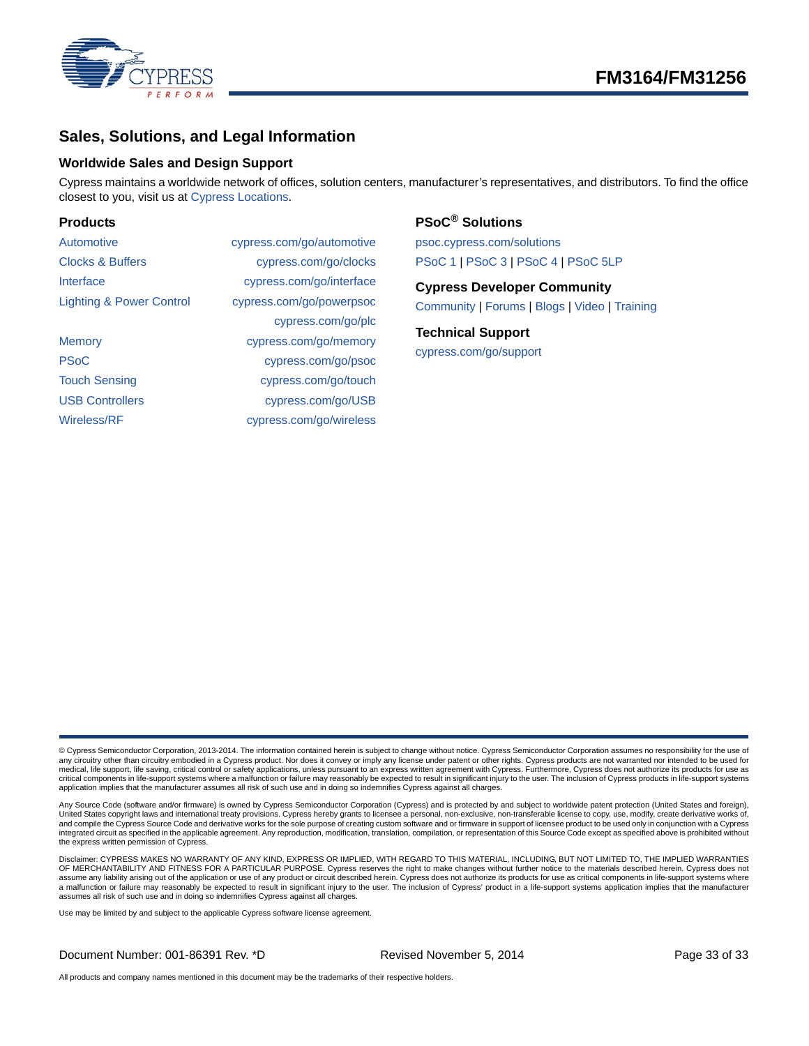## Sales, Solutions, and Legal Information

### Worldwide Sales and Design Support

Cypress maintains a worldwide network of offices, solution centers, manufacturer's representatives, and distributors. To find the office closest to you, visit us at Cypress Locations.

### Products

| | |
|---|---|
| Automotive | cypress.com/go/automotive |
| Clocks & Buffers | cypress.com/go/clocks |
| Interface | cypress.com/go/interface |
| Lighting & Power Control | cypress.com/go/powerpsoc<br>cypress.com/go/plc |
| Memory | cypress.com/go/memory |
| PSoC | cypress.com/go/psoc |
| Touch Sensing | cypress.com/go/touch |
| USB Controllers | cypress.com/go/USB |
| Wireless/RF | cypress.com/go/wireless |

### PSoC® Solutions

psoc.cypress.com/solutions

PSoC 1 | PSoC 3 | PSoC 4 | PSoC 5LP

### Cypress Developer Community

Community | Forums | Blogs | Video | Training

### Technical Support

cypress.com/go/support

© Cypress Semiconductor Corporation, 2013-2014. The information contained herein is subject to change without notice. Cypress Semiconductor Corporation assumes no responsibility for the use of any circuitry other than circuitry embodied in a Cypress product. Nor does it convey or imply any license under patent or other rights. Cypress products are not warranted nor intended to be used for medical, life support, life saving, critical control or safety applications, unless pursuant to an express written agreement with Cypress. Furthermore, Cypress does not authorize its products for use as critical components in life-support systems where a malfunction or failure may reasonably be expected to result in significant injury to the user. The inclusion of Cypress products in life-support systems application implies that the manufacturer assumes all risk of such use and in doing so indemnifies Cypress against all charges.

Any Source Code (software and/or firmware) is owned by Cypress Semiconductor Corporation (Cypress) and is protected by and subject to worldwide patent protection (United States and foreign), United States copyright laws and international treaty provisions. Cypress hereby grants to licensee a personal, non-exclusive, non-transferable license to copy, use, modify, create derivative works of, and compile the Cypress Source Code and derivative works for the sole purpose of creating custom software and or firmware in support of licensee product to be used only in conjunction with a Cypress integrated circuit as specified in the applicable agreement. Any reproduction, modification, translation, compilation, or representation of this Source Code except as specified above is prohibited without the express written permission of Cypress.

Disclaimer: CYPRESS MAKES NO WARRANTY OF ANY KIND, EXPRESS OR IMPLIED, WITH REGARD TO THIS MATERIAL, INCLUDING, BUT NOT LIMITED TO, THE IMPLIED WARRANTIES OF MERCHANTABILITY AND FITNESS FOR A PARTICULAR PURPOSE. Cypress reserves the right to make changes without further notice to the materials described herein. Cypress does not assume any liability arising out of the application or use of any product or circuit described herein. Cypress does not authorize its products for use as critical components in life-support systems where a malfunction or failure may reasonably be expected to result in significant injury to the user. The inclusion of Cypress' product in a life-support systems application implies that the manufacturer assumes all risk of such use and in doing so indemnifies Cypress against all charges.

Use may be limited by and subject to the applicable Cypress software license agreement.

Document Number: 001-86391 Rev. *D    Revised November 5, 2014

All products and company names mentioned in this document may be the trademarks of their respective holders.